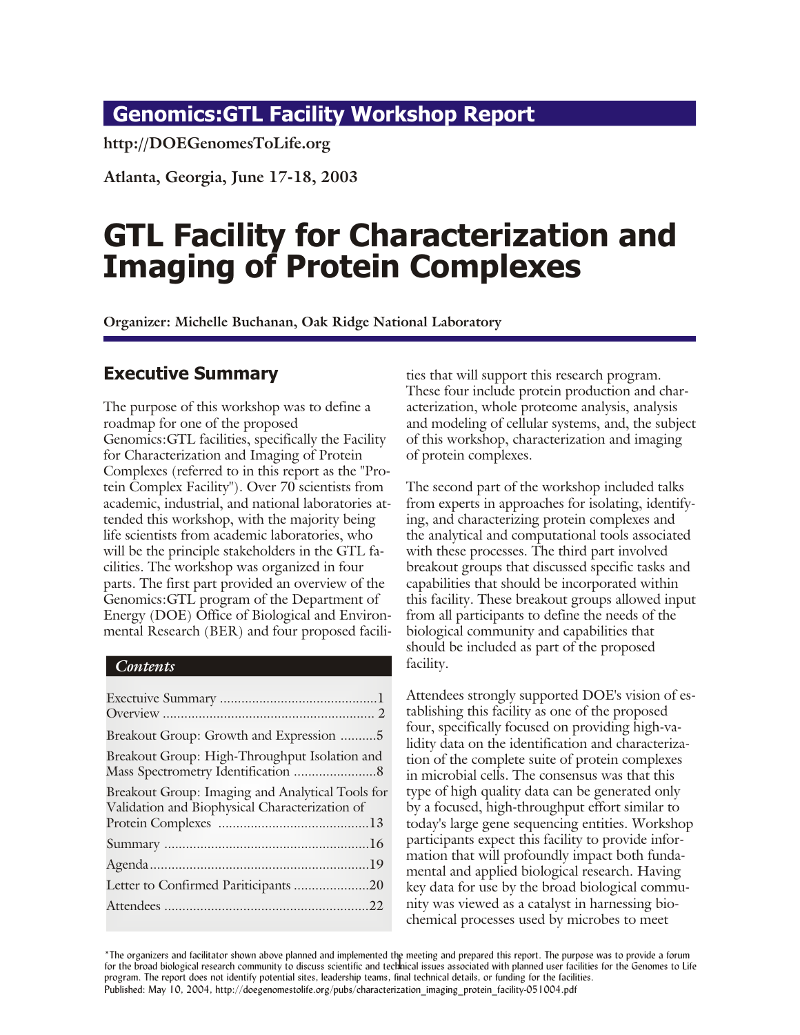## Genomics:GTL Facility Workshop Report

**http://DOEGenomesToLife.org**

**Atlanta, Georgia, June 17-18, 2003**

# GTL Facility for Characterization and Imaging of Protein Complexes

**Organizer: Michelle Buchanan, Oak Ridge National Laboratory**

## Executive Summary

The purpose of this workshop was to define a roadmap for one of the proposed Genomics:GTL facilities, specifically the Facility for Characterization and Imaging of Protein Complexes (referred to in this report as the "Protein Complex Facility"). Over 70 scientists from academic, industrial, and national laboratories attended this workshop, with the majority being life scientists from academic laboratories, who will be the principle stakeholders in the GTL facilities. The workshop was organized in four parts. The first part provided an overview of the Genomics:GTL program of the Department of Energy (DOE) Office of Biological and Environmental Research (BER) and four proposed facilities that will support this research program. These four include protein production and characterization, whole proteome analysis, analysis and modeling of cellular systems, and, the subject of this workshop, characterization and imaging of protein complexes.

The second part of the workshop included talks from experts in approaches for isolating, identifying, and characterizing protein complexes and the analytical and computational tools associated with these processes. The third part involved breakout groups that discussed specific tasks and capabilities that should be incorporated within this facility. These breakout groups allowed input from all participants to define the needs of the biological community and capabilities that should be included as part of the proposed facility.

Attendees strongly supported DOE's vision of establishing this facility as one of the proposed four, specifically focused on providing high-validity data on the identification and characterization of the complete suite of protein complexes in microbial cells. The consensus was that this type of high quality data can be generated only by a focused, high-throughput effort similar to today's large gene sequencing entities. Workshop participants expect this facility to provide information that will profoundly impact both fundamental and applied biological research. Having key data for use by the broad biological community was viewed as a catalyst in harnessing biochemical processes used by microbes to meet

### *Contents*

Exectuive Summary ............................................1
Overview ........................................................... 2
Breakout Group: Growth and Expression ..........5
Breakout Group: High-Throughput Isolation and Mass Spectrometry Identification .......................8
Breakout Group: Imaging and Analytical Tools for Validation and Biophysical Characterization of Protein Complexes ..........................................13
Summary .........................................................16
Agenda.............................................................19
Letter to Confirmed Pariticipants .....................20
Attendees .........................................................22

*The organizers and facilitator shown above planned and implemented the meeting and prepared this report. The purpose was to provide a forum for the broad biological research community to discuss scientific and technical issues associated with planned user facilities for the Genomes to Life program. The report does not identify potential sites, leadership teams, final technical details, or funding for the facilities.
Published: May 10, 2004, http://doegenomestolife.org/pubs/characterization_imaging_protein_facility-051004.pdf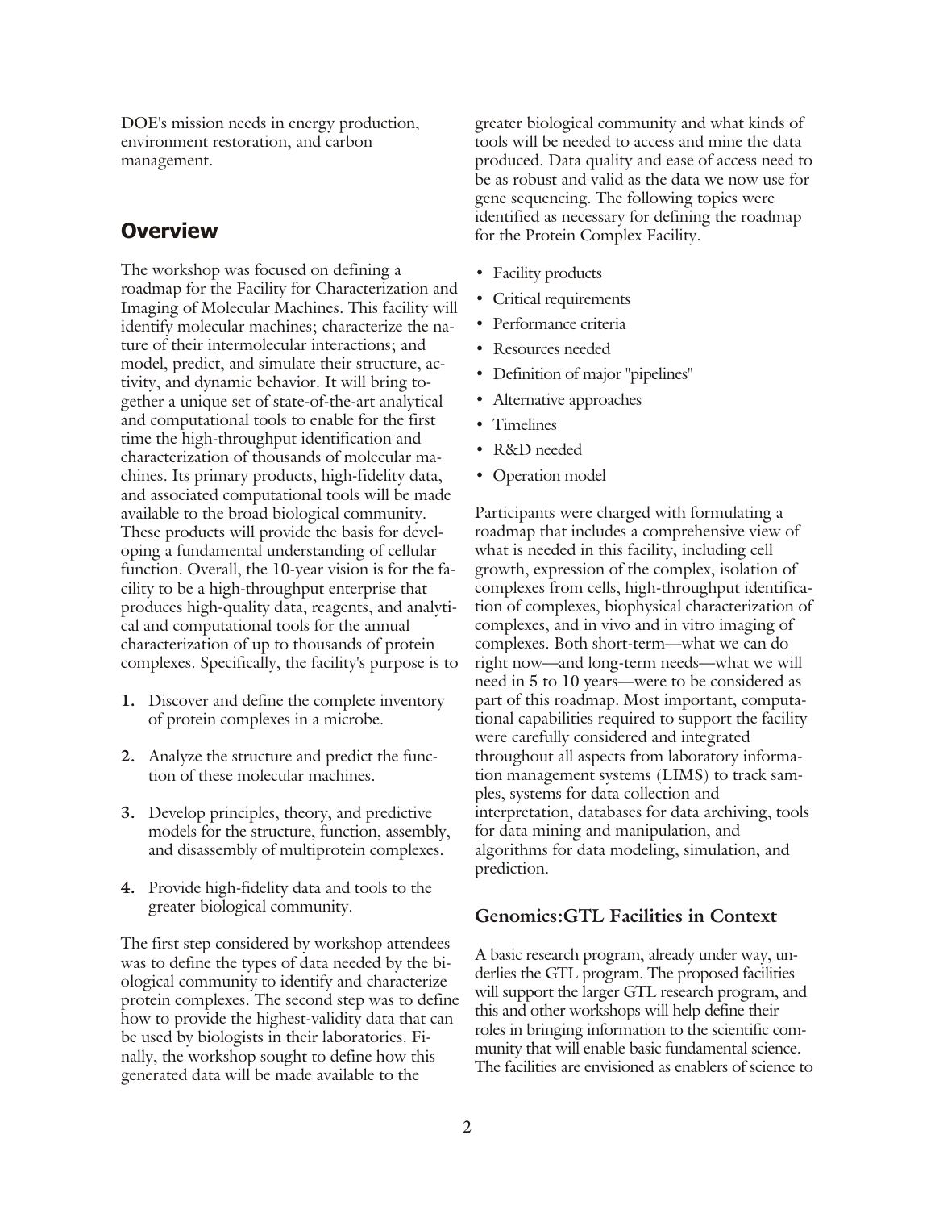DOE's mission needs in energy production, environment restoration, and carbon management.

## Overview

The workshop was focused on defining a roadmap for the Facility for Characterization and Imaging of Molecular Machines. This facility will identify molecular machines; characterize the nature of their intermolecular interactions; and model, predict, and simulate their structure, activity, and dynamic behavior. It will bring together a unique set of state-of-the-art analytical and computational tools to enable for the first time the high-throughput identification and characterization of thousands of molecular machines. Its primary products, high-fidelity data, and associated computational tools will be made available to the broad biological community. These products will provide the basis for developing a fundamental understanding of cellular function. Overall, the 10-year vision is for the facility to be a high-throughput enterprise that produces high-quality data, reagents, and analytical and computational tools for the annual characterization of up to thousands of protein complexes. Specifically, the facility's purpose is to

1. Discover and define the complete inventory of protein complexes in a microbe.
2. Analyze the structure and predict the function of these molecular machines.
3. Develop principles, theory, and predictive models for the structure, function, assembly, and disassembly of multiprotein complexes.
4. Provide high-fidelity data and tools to the greater biological community.

The first step considered by workshop attendees was to define the types of data needed by the biological community to identify and characterize protein complexes. The second step was to define how to provide the highest-validity data that can be used by biologists in their laboratories. Finally, the workshop sought to define how this generated data will be made available to the greater biological community and what kinds of tools will be needed to access and mine the data produced. Data quality and ease of access need to be as robust and valid as the data we now use for gene sequencing. The following topics were identified as necessary for defining the roadmap for the Protein Complex Facility.

- Facility products
- Critical requirements
- Performance criteria
- Resources needed
- Definition of major "pipelines"
- Alternative approaches
- Timelines
- R&D needed
- Operation model

Participants were charged with formulating a roadmap that includes a comprehensive view of what is needed in this facility, including cell growth, expression of the complex, isolation of complexes from cells, high-throughput identification of complexes, biophysical characterization of complexes, and in vivo and in vitro imaging of complexes. Both short-term—what we can do right now—and long-term needs—what we will need in 5 to 10 years—were to be considered as part of this roadmap. Most important, computational capabilities required to support the facility were carefully considered and integrated throughout all aspects from laboratory information management systems (LIMS) to track samples, systems for data collection and interpretation, databases for data archiving, tools for data mining and manipulation, and algorithms for data modeling, simulation, and prediction.

### Genomics:GTL Facilities in Context

A basic research program, already under way, underlies the GTL program. The proposed facilities will support the larger GTL research program, and this and other workshops will help define their roles in bringing information to the scientific community that will enable basic fundamental science. The facilities are envisioned as enablers of science to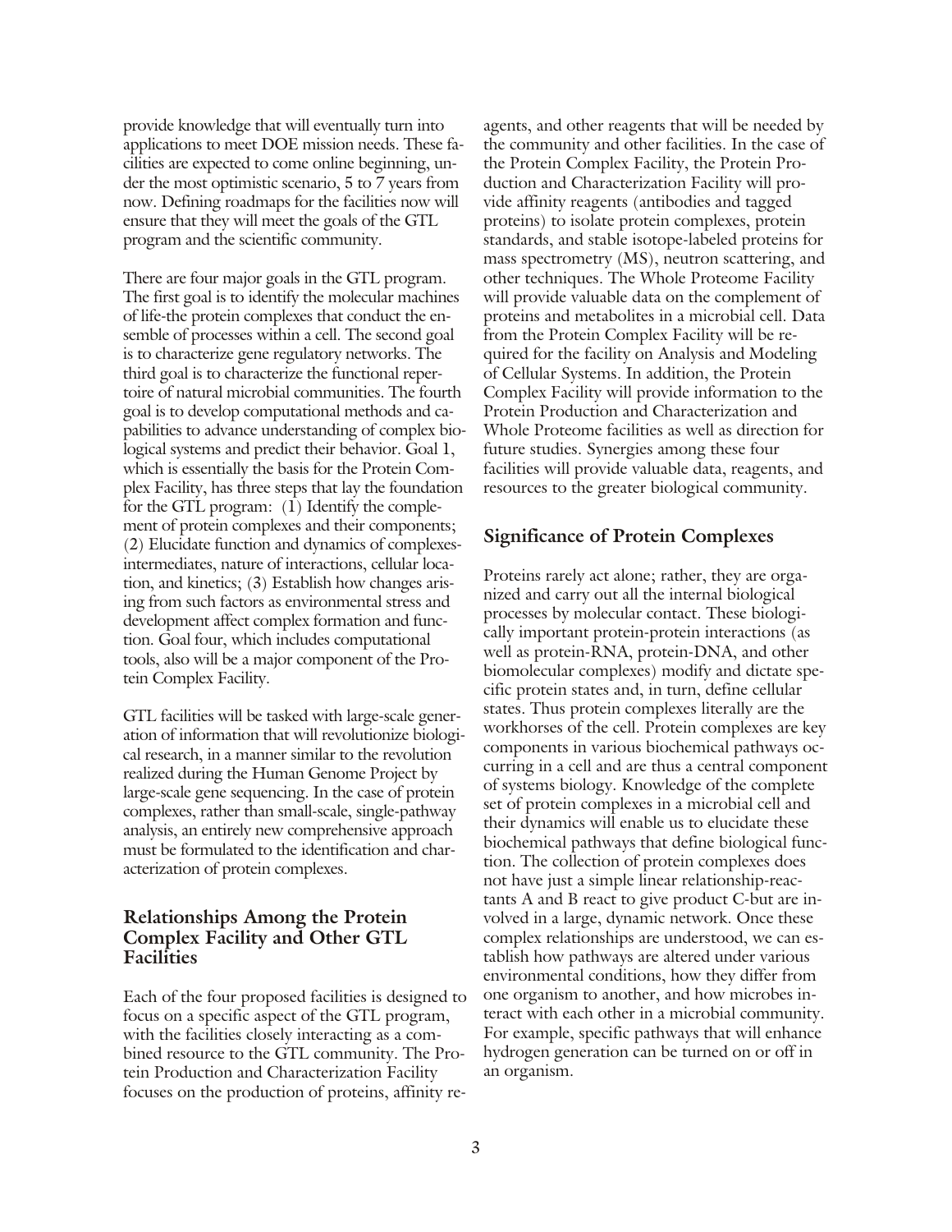provide knowledge that will eventually turn into applications to meet DOE mission needs. These facilities are expected to come online beginning, under the most optimistic scenario, 5 to 7 years from now. Defining roadmaps for the facilities now will ensure that they will meet the goals of the GTL program and the scientific community.

There are four major goals in the GTL program. The first goal is to identify the molecular machines of life-the protein complexes that conduct the ensemble of processes within a cell. The second goal is to characterize gene regulatory networks. The third goal is to characterize the functional repertoire of natural microbial communities. The fourth goal is to develop computational methods and capabilities to advance understanding of complex biological systems and predict their behavior. Goal 1, which is essentially the basis for the Protein Complex Facility, has three steps that lay the foundation for the GTL program: (1) Identify the complement of protein complexes and their components; (2) Elucidate function and dynamics of complexes-intermediates, nature of interactions, cellular location, and kinetics; (3) Establish how changes arising from such factors as environmental stress and development affect complex formation and function. Goal four, which includes computational tools, also will be a major component of the Protein Complex Facility.

GTL facilities will be tasked with large-scale generation of information that will revolutionize biological research, in a manner similar to the revolution realized during the Human Genome Project by large-scale gene sequencing. In the case of protein complexes, rather than small-scale, single-pathway analysis, an entirely new comprehensive approach must be formulated to the identification and characterization of protein complexes.

## Relationships Among the Protein Complex Facility and Other GTL Facilities

Each of the four proposed facilities is designed to focus on a specific aspect of the GTL program, with the facilities closely interacting as a combined resource to the GTL community. The Protein Production and Characterization Facility focuses on the production of proteins, affinity reagents, and other reagents that will be needed by the community and other facilities. In the case of the Protein Complex Facility, the Protein Production and Characterization Facility will provide affinity reagents (antibodies and tagged proteins) to isolate protein complexes, protein standards, and stable isotope-labeled proteins for mass spectrometry (MS), neutron scattering, and other techniques. The Whole Proteome Facility will provide valuable data on the complement of proteins and metabolites in a microbial cell. Data from the Protein Complex Facility will be required for the facility on Analysis and Modeling of Cellular Systems. In addition, the Protein Complex Facility will provide information to the Protein Production and Characterization and Whole Proteome facilities as well as direction for future studies. Synergies among these four facilities will provide valuable data, reagents, and resources to the greater biological community.

## Significance of Protein Complexes

Proteins rarely act alone; rather, they are organized and carry out all the internal biological processes by molecular contact. These biologically important protein-protein interactions (as well as protein-RNA, protein-DNA, and other biomolecular complexes) modify and dictate specific protein states and, in turn, define cellular states. Thus protein complexes literally are the workhorses of the cell. Protein complexes are key components in various biochemical pathways occurring in a cell and are thus a central component of systems biology. Knowledge of the complete set of protein complexes in a microbial cell and their dynamics will enable us to elucidate these biochemical pathways that define biological function. The collection of protein complexes does not have just a simple linear relationship-reactants A and B react to give product C-but are involved in a large, dynamic network. Once these complex relationships are understood, we can establish how pathways are altered under various environmental conditions, how they differ from one organism to another, and how microbes interact with each other in a microbial community. For example, specific pathways that will enhance hydrogen generation can be turned on or off in an organism.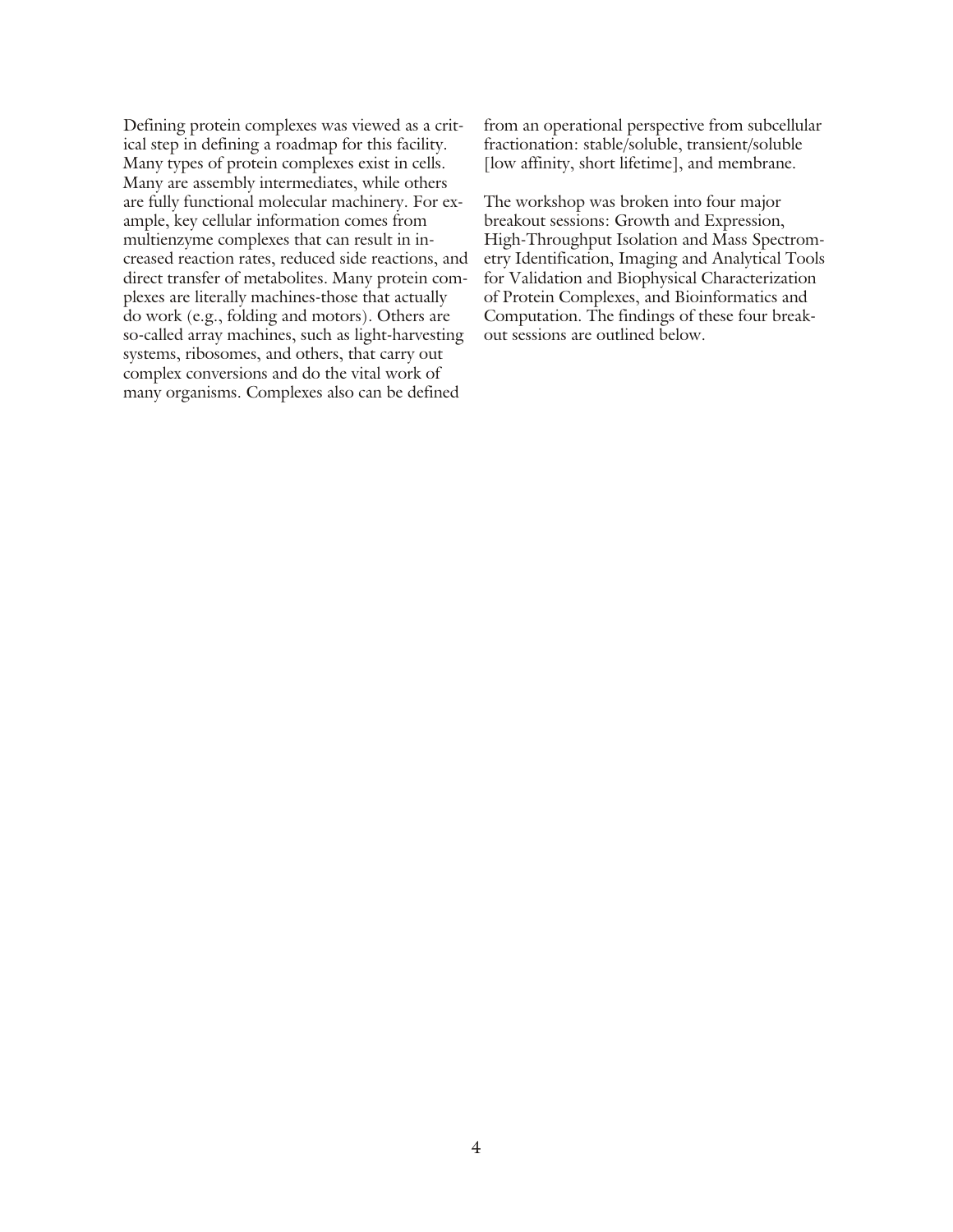Defining protein complexes was viewed as a critical step in defining a roadmap for this facility. Many types of protein complexes exist in cells. Many are assembly intermediates, while others are fully functional molecular machinery. For example, key cellular information comes from multienzyme complexes that can result in increased reaction rates, reduced side reactions, and direct transfer of metabolites. Many protein complexes are literally machines-those that actually do work (e.g., folding and motors). Others are so-called array machines, such as light-harvesting systems, ribosomes, and others, that carry out complex conversions and do the vital work of many organisms. Complexes also can be defined from an operational perspective from subcellular fractionation: stable/soluble, transient/soluble [low affinity, short lifetime], and membrane.

The workshop was broken into four major breakout sessions: Growth and Expression, High-Throughput Isolation and Mass Spectrometry Identification, Imaging and Analytical Tools for Validation and Biophysical Characterization of Protein Complexes, and Bioinformatics and Computation. The findings of these four breakout sessions are outlined below.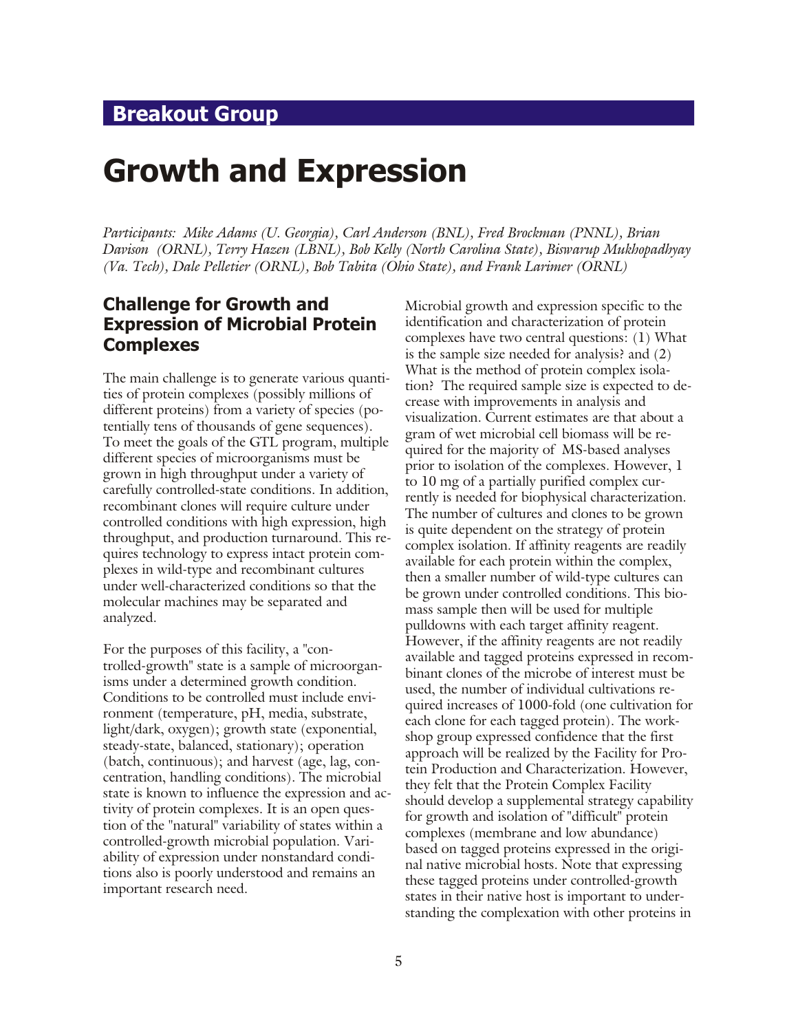## Breakout Group

# Growth and Expression

*Participants: Mike Adams (U. Georgia), Carl Anderson (BNL), Fred Brockman (PNNL), Brian Davison (ORNL), Terry Hazen (LBNL), Bob Kelly (North Carolina State), Biswarup Mukhopadhyay (Va. Tech), Dale Pelletier (ORNL), Bob Tabita (Ohio State), and Frank Larimer (ORNL)*

### Challenge for Growth and Expression of Microbial Protein Complexes

The main challenge is to generate various quantities of protein complexes (possibly millions of different proteins) from a variety of species (potentially tens of thousands of gene sequences). To meet the goals of the GTL program, multiple different species of microorganisms must be grown in high throughput under a variety of carefully controlled-state conditions. In addition, recombinant clones will require culture under controlled conditions with high expression, high throughput, and production turnaround. This requires technology to express intact protein complexes in wild-type and recombinant cultures under well-characterized conditions so that the molecular machines may be separated and analyzed.

For the purposes of this facility, a "controlled-growth" state is a sample of microorganisms under a determined growth condition. Conditions to be controlled must include environment (temperature, pH, media, substrate, light/dark, oxygen); growth state (exponential, steady-state, balanced, stationary); operation (batch, continuous); and harvest (age, lag, concentration, handling conditions). The microbial state is known to influence the expression and activity of protein complexes. It is an open question of the "natural" variability of states within a controlled-growth microbial population. Variability of expression under nonstandard conditions also is poorly understood and remains an important research need.

Microbial growth and expression specific to the identification and characterization of protein complexes have two central questions: (1) What is the sample size needed for analysis? and (2) What is the method of protein complex isolation? The required sample size is expected to decrease with improvements in analysis and visualization. Current estimates are that about a gram of wet microbial cell biomass will be required for the majority of MS-based analyses prior to isolation of the complexes. However, 1 to 10 mg of a partially purified complex currently is needed for biophysical characterization. The number of cultures and clones to be grown is quite dependent on the strategy of protein complex isolation. If affinity reagents are readily available for each protein within the complex, then a smaller number of wild-type cultures can be grown under controlled conditions. This biomass sample then will be used for multiple pulldowns with each target affinity reagent. However, if the affinity reagents are not readily available and tagged proteins expressed in recombinant clones of the microbe of interest must be used, the number of individual cultivations required increases of 1000-fold (one cultivation for each clone for each tagged protein). The workshop group expressed confidence that the first approach will be realized by the Facility for Protein Production and Characterization. However, they felt that the Protein Complex Facility should develop a supplemental strategy capability for growth and isolation of "difficult" protein complexes (membrane and low abundance) based on tagged proteins expressed in the original native microbial hosts. Note that expressing these tagged proteins under controlled-growth states in their native host is important to understanding the complexation with other proteins in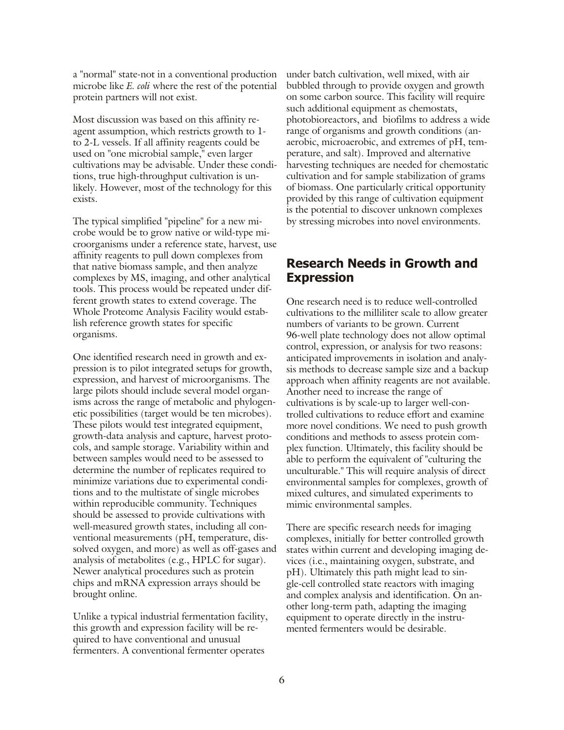a "normal" state-not in a conventional production microbe like *E. coli* where the rest of the potential protein partners will not exist.

Most discussion was based on this affinity reagent assumption, which restricts growth to 1- to 2-L vessels. If all affinity reagents could be used on "one microbial sample," even larger cultivations may be advisable. Under these conditions, true high-throughput cultivation is unlikely. However, most of the technology for this exists.

The typical simplified "pipeline" for a new microbe would be to grow native or wild-type microorganisms under a reference state, harvest, use affinity reagents to pull down complexes from that native biomass sample, and then analyze complexes by MS, imaging, and other analytical tools. This process would be repeated under different growth states to extend coverage. The Whole Proteome Analysis Facility would establish reference growth states for specific organisms.

One identified research need in growth and expression is to pilot integrated setups for growth, expression, and harvest of microorganisms. The large pilots should include several model organisms across the range of metabolic and phylogenetic possibilities (target would be ten microbes). These pilots would test integrated equipment, growth-data analysis and capture, harvest protocols, and sample storage. Variability within and between samples would need to be assessed to determine the number of replicates required to minimize variations due to experimental conditions and to the multistate of single microbes within reproducible community. Techniques should be assessed to provide cultivations with well-measured growth states, including all conventional measurements (pH, temperature, dissolved oxygen, and more) as well as off-gases and analysis of metabolites (e.g., HPLC for sugar). Newer analytical procedures such as protein chips and mRNA expression arrays should be brought online.

Unlike a typical industrial fermentation facility, this growth and expression facility will be required to have conventional and unusual fermenters. A conventional fermenter operates under batch cultivation, well mixed, with air bubbled through to provide oxygen and growth on some carbon source. This facility will require such additional equipment as chemostats, photobioreactors, and biofilms to address a wide range of organisms and growth conditions (anaerobic, microaerobic, and extremes of pH, temperature, and salt). Improved and alternative harvesting techniques are needed for chemostatic cultivation and for sample stabilization of grams of biomass. One particularly critical opportunity provided by this range of cultivation equipment is the potential to discover unknown complexes by stressing microbes into novel environments.

## Research Needs in Growth and Expression

One research need is to reduce well-controlled cultivations to the milliliter scale to allow greater numbers of variants to be grown. Current 96-well plate technology does not allow optimal control, expression, or analysis for two reasons: anticipated improvements in isolation and analysis methods to decrease sample size and a backup approach when affinity reagents are not available. Another need to increase the range of cultivations is by scale-up to larger well-controlled cultivations to reduce effort and examine more novel conditions. We need to push growth conditions and methods to assess protein complex function. Ultimately, this facility should be able to perform the equivalent of "culturing the unculturable." This will require analysis of direct environmental samples for complexes, growth of mixed cultures, and simulated experiments to mimic environmental samples.

There are specific research needs for imaging complexes, initially for better controlled growth states within current and developing imaging devices (i.e., maintaining oxygen, substrate, and pH). Ultimately this path might lead to single-cell controlled state reactors with imaging and complex analysis and identification. On another long-term path, adapting the imaging equipment to operate directly in the instrumented fermenters would be desirable.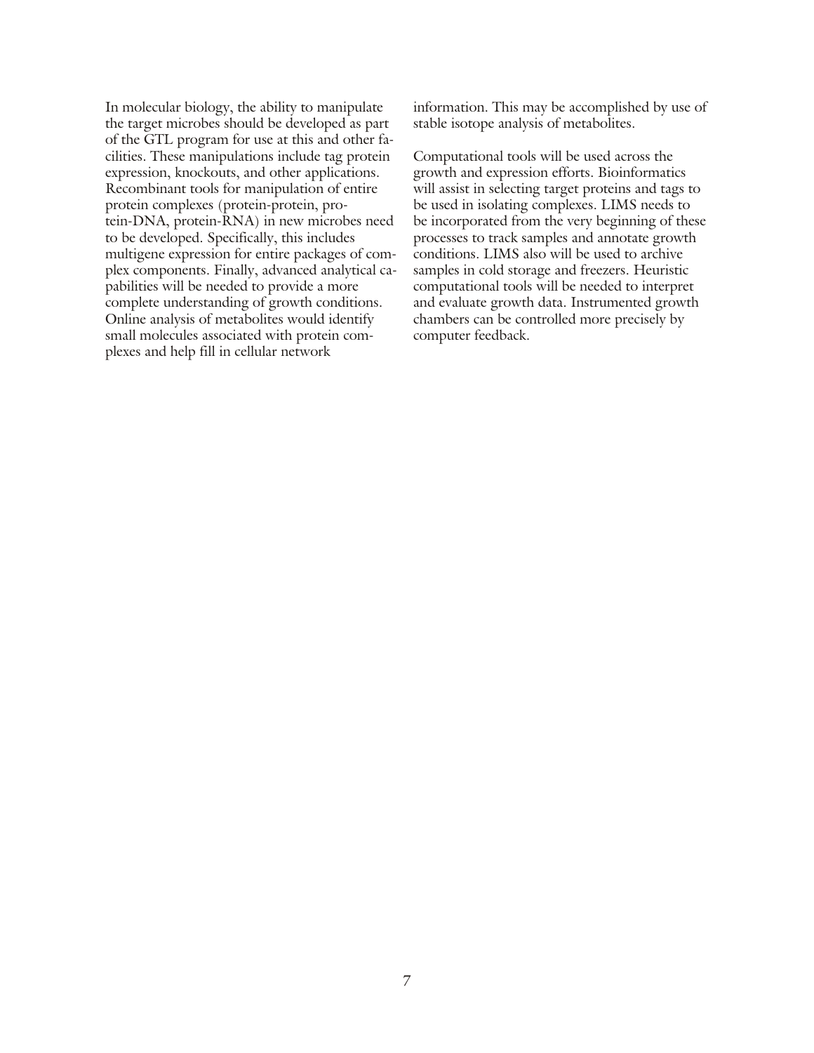In molecular biology, the ability to manipulate the target microbes should be developed as part of the GTL program for use at this and other facilities. These manipulations include tag protein expression, knockouts, and other applications. Recombinant tools for manipulation of entire protein complexes (protein-protein, protein-DNA, protein-RNA) in new microbes need to be developed. Specifically, this includes multigene expression for entire packages of complex components. Finally, advanced analytical capabilities will be needed to provide a more complete understanding of growth conditions. Online analysis of metabolites would identify small molecules associated with protein complexes and help fill in cellular network information. This may be accomplished by use of stable isotope analysis of metabolites.

Computational tools will be used across the growth and expression efforts. Bioinformatics will assist in selecting target proteins and tags to be used in isolating complexes. LIMS needs to be incorporated from the very beginning of these processes to track samples and annotate growth conditions. LIMS also will be used to archive samples in cold storage and freezers. Heuristic computational tools will be needed to interpret and evaluate growth data. Instrumented growth chambers can be controlled more precisely by computer feedback.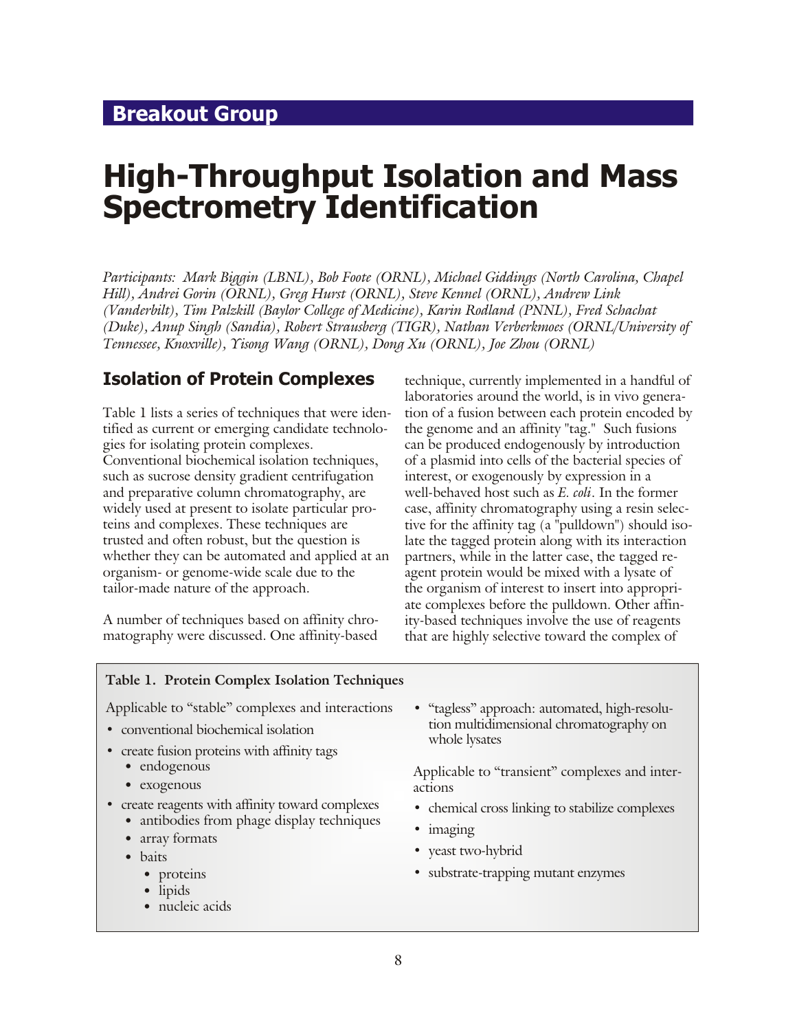## Breakout Group

# High-Throughput Isolation and Mass Spectrometry Identification

*Participants: Mark Biggin (LBNL), Bob Foote (ORNL), Michael Giddings (North Carolina, Chapel Hill), Andrei Gorin (ORNL), Greg Hurst (ORNL), Steve Kennel (ORNL), Andrew Link (Vanderbilt), Tim Palzkill (Baylor College of Medicine), Karin Rodland (PNNL), Fred Schachat (Duke), Anup Singh (Sandia), Robert Strausberg (TIGR), Nathan Verberkmoes (ORNL/University of Tennessee, Knoxville), Yisong Wang (ORNL), Dong Xu (ORNL), Joe Zhou (ORNL)*

## Isolation of Protein Complexes

Table 1 lists a series of techniques that were identified as current or emerging candidate technologies for isolating protein complexes. Conventional biochemical isolation techniques, such as sucrose density gradient centrifugation and preparative column chromatography, are widely used at present to isolate particular proteins and complexes. These techniques are trusted and often robust, but the question is whether they can be automated and applied at an organism- or genome-wide scale due to the tailor-made nature of the approach.

A number of techniques based on affinity chromatography were discussed. One affinity-based technique, currently implemented in a handful of laboratories around the world, is in vivo generation of a fusion between each protein encoded by the genome and an affinity "tag." Such fusions can be produced endogenously by introduction of a plasmid into cells of the bacterial species of interest, or exogenously by expression in a well-behaved host such as *E. coli*. In the former case, affinity chromatography using a resin selective for the affinity tag (a "pulldown") should isolate the tagged protein along with its interaction partners, while in the latter case, the tagged reagent protein would be mixed with a lysate of the organism of interest to insert into appropriate complexes before the pulldown. Other affinity-based techniques involve the use of reagents that are highly selective toward the complex of

**Table 1. Protein Complex Isolation Techniques**

Applicable to "stable" complexes and interactions

- conventional biochemical isolation
- create fusion proteins with affinity tags
  - endogenous
  - exogenous
- create reagents with affinity toward complexes
  - antibodies from phage display techniques
  - array formats
  - baits
    - proteins
    - lipids
    - nucleic acids
- "tagless" approach: automated, high-resolution multidimensional chromatography on whole lysates

Applicable to "transient" complexes and interactions

- chemical cross linking to stabilize complexes
- imaging
- yeast two-hybrid
- substrate-trapping mutant enzymes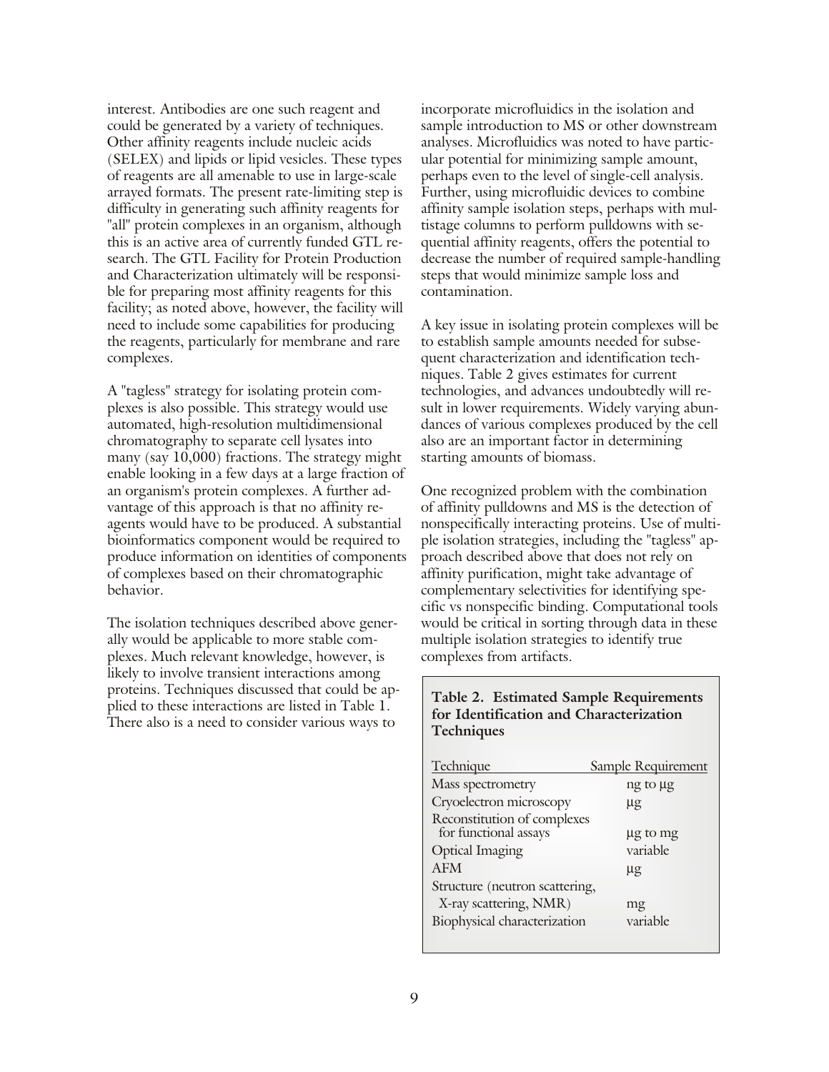interest. Antibodies are one such reagent and could be generated by a variety of techniques. Other affinity reagents include nucleic acids (SELEX) and lipids or lipid vesicles. These types of reagents are all amenable to use in large-scale arrayed formats. The present rate-limiting step is difficulty in generating such affinity reagents for "all" protein complexes in an organism, although this is an active area of currently funded GTL research. The GTL Facility for Protein Production and Characterization ultimately will be responsible for preparing most affinity reagents for this facility; as noted above, however, the facility will need to include some capabilities for producing the reagents, particularly for membrane and rare complexes.

A "tagless" strategy for isolating protein complexes is also possible. This strategy would use automated, high-resolution multidimensional chromatography to separate cell lysates into many (say 10,000) fractions. The strategy might enable looking in a few days at a large fraction of an organism's protein complexes. A further advantage of this approach is that no affinity reagents would have to be produced. A substantial bioinformatics component would be required to produce information on identities of components of complexes based on their chromatographic behavior.

The isolation techniques described above generally would be applicable to more stable complexes. Much relevant knowledge, however, is likely to involve transient interactions among proteins. Techniques discussed that could be applied to these interactions are listed in Table 1. There also is a need to consider various ways to incorporate microfluidics in the isolation and sample introduction to MS or other downstream analyses. Microfluidics was noted to have particular potential for minimizing sample amount, perhaps even to the level of single-cell analysis. Further, using microfluidic devices to combine affinity sample isolation steps, perhaps with multistage columns to perform pulldowns with sequential affinity reagents, offers the potential to decrease the number of required sample-handling steps that would minimize sample loss and contamination.

A key issue in isolating protein complexes will be to establish sample amounts needed for subsequent characterization and identification techniques. Table 2 gives estimates for current technologies, and advances undoubtedly will result in lower requirements. Widely varying abundances of various complexes produced by the cell also are an important factor in determining starting amounts of biomass.

One recognized problem with the combination of affinity pulldowns and MS is the detection of nonspecifically interacting proteins. Use of multiple isolation strategies, including the "tagless" approach described above that does not rely on affinity purification, might take advantage of complementary selectivities for identifying specific vs nonspecific binding. Computational tools would be critical in sorting through data in these multiple isolation strategies to identify true complexes from artifacts.

**Table 2. Estimated Sample Requirements for Identification and Characterization Techniques**

| Technique | Sample Requirement |
|---|---|
| Mass spectrometry | ng to μg |
| Cryoelectron microscopy | μg |
| Reconstitution of complexes for functional assays | μg to mg |
| Optical Imaging | variable |
| AFM | μg |
| Structure (neutron scattering, X-ray scattering, NMR) | mg |
| Biophysical characterization | variable |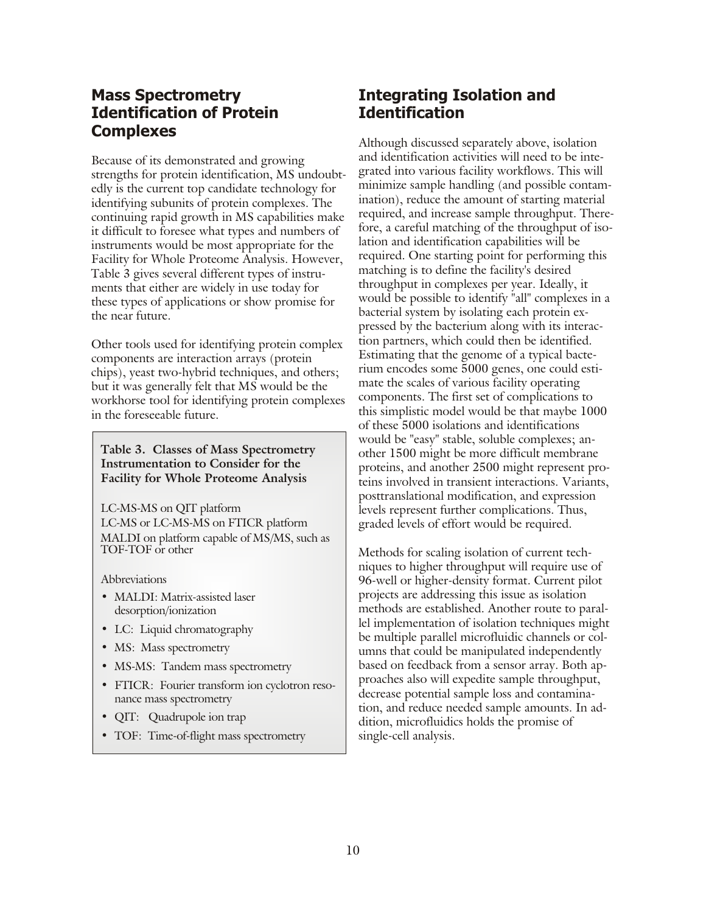## Mass Spectrometry Identification of Protein Complexes

Because of its demonstrated and growing strengths for protein identification, MS undoubtedly is the current top candidate technology for identifying subunits of protein complexes. The continuing rapid growth in MS capabilities make it difficult to foresee what types and numbers of instruments would be most appropriate for the Facility for Whole Proteome Analysis. However, Table 3 gives several different types of instruments that either are widely in use today for these types of applications or show promise for the near future.

Other tools used for identifying protein complex components are interaction arrays (protein chips), yeast two-hybrid techniques, and others; but it was generally felt that MS would be the workhorse tool for identifying protein complexes in the foreseeable future.

**Table 3. Classes of Mass Spectrometry Instrumentation to Consider for the Facility for Whole Proteome Analysis**

LC-MS-MS on QIT platform

LC-MS or LC-MS-MS on FTICR platform

MALDI on platform capable of MS/MS, such as TOF-TOF or other

Abbreviations

- MALDI: Matrix-assisted laser desorption/ionization
- LC: Liquid chromatography
- MS: Mass spectrometry
- MS-MS: Tandem mass spectrometry
- FTICR: Fourier transform ion cyclotron resonance mass spectrometry
- QIT: Quadrupole ion trap
- TOF: Time-of-flight mass spectrometry

## Integrating Isolation and Identification

Although discussed separately above, isolation and identification activities will need to be integrated into various facility workflows. This will minimize sample handling (and possible contamination), reduce the amount of starting material required, and increase sample throughput. Therefore, a careful matching of the throughput of isolation and identification capabilities will be required. One starting point for performing this matching is to define the facility's desired throughput in complexes per year. Ideally, it would be possible to identify "all" complexes in a bacterial system by isolating each protein expressed by the bacterium along with its interaction partners, which could then be identified. Estimating that the genome of a typical bacterium encodes some 5000 genes, one could estimate the scales of various facility operating components. The first set of complications to this simplistic model would be that maybe 1000 of these 5000 isolations and identifications would be "easy" stable, soluble complexes; another 1500 might be more difficult membrane proteins, and another 2500 might represent proteins involved in transient interactions. Variants, posttranslational modification, and expression levels represent further complications. Thus, graded levels of effort would be required.

Methods for scaling isolation of current techniques to higher throughput will require use of 96-well or higher-density format. Current pilot projects are addressing this issue as isolation methods are established. Another route to parallel implementation of isolation techniques might be multiple parallel microfluidic channels or columns that could be manipulated independently based on feedback from a sensor array. Both approaches also will expedite sample throughput, decrease potential sample loss and contamination, and reduce needed sample amounts. In addition, microfluidics holds the promise of single-cell analysis.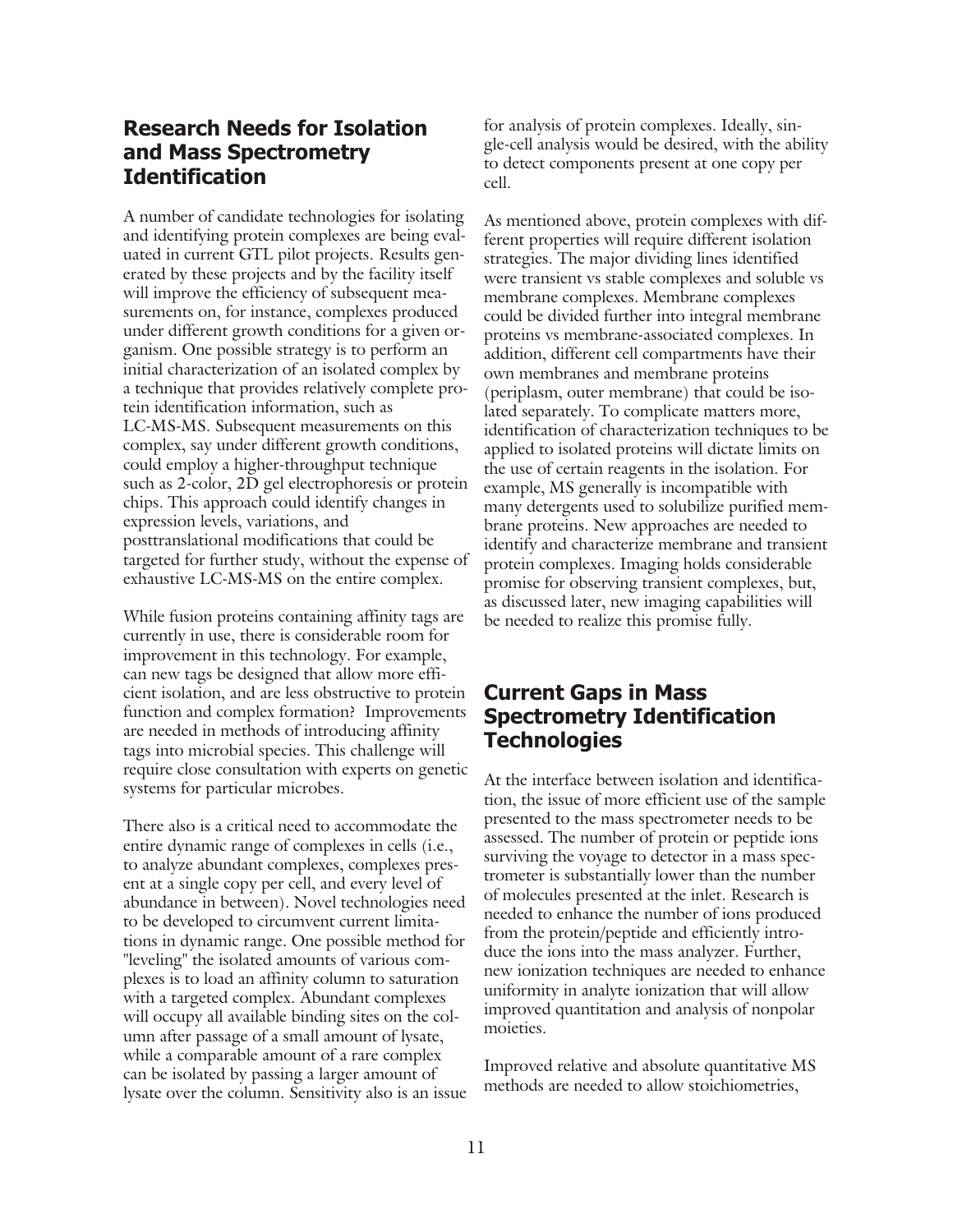## Research Needs for Isolation and Mass Spectrometry Identification

A number of candidate technologies for isolating and identifying protein complexes are being evaluated in current GTL pilot projects. Results generated by these projects and by the facility itself will improve the efficiency of subsequent measurements on, for instance, complexes produced under different growth conditions for a given organism. One possible strategy is to perform an initial characterization of an isolated complex by a technique that provides relatively complete protein identification information, such as LC-MS-MS. Subsequent measurements on this complex, say under different growth conditions, could employ a higher-throughput technique such as 2-color, 2D gel electrophoresis or protein chips. This approach could identify changes in expression levels, variations, and posttranslational modifications that could be targeted for further study, without the expense of exhaustive LC-MS-MS on the entire complex.

While fusion proteins containing affinity tags are currently in use, there is considerable room for improvement in this technology. For example, can new tags be designed that allow more efficient isolation, and are less obstructive to protein function and complex formation? Improvements are needed in methods of introducing affinity tags into microbial species. This challenge will require close consultation with experts on genetic systems for particular microbes.

There also is a critical need to accommodate the entire dynamic range of complexes in cells (i.e., to analyze abundant complexes, complexes present at a single copy per cell, and every level of abundance in between). Novel technologies need to be developed to circumvent current limitations in dynamic range. One possible method for "leveling" the isolated amounts of various complexes is to load an affinity column to saturation with a targeted complex. Abundant complexes will occupy all available binding sites on the column after passage of a small amount of lysate, while a comparable amount of a rare complex can be isolated by passing a larger amount of lysate over the column. Sensitivity also is an issue for analysis of protein complexes. Ideally, single-cell analysis would be desired, with the ability to detect components present at one copy per cell.

As mentioned above, protein complexes with different properties will require different isolation strategies. The major dividing lines identified were transient vs stable complexes and soluble vs membrane complexes. Membrane complexes could be divided further into integral membrane proteins vs membrane-associated complexes. In addition, different cell compartments have their own membranes and membrane proteins (periplasm, outer membrane) that could be isolated separately. To complicate matters more, identification of characterization techniques to be applied to isolated proteins will dictate limits on the use of certain reagents in the isolation. For example, MS generally is incompatible with many detergents used to solubilize purified membrane proteins. New approaches are needed to identify and characterize membrane and transient protein complexes. Imaging holds considerable promise for observing transient complexes, but, as discussed later, new imaging capabilities will be needed to realize this promise fully.

## Current Gaps in Mass Spectrometry Identification Technologies

At the interface between isolation and identification, the issue of more efficient use of the sample presented to the mass spectrometer needs to be assessed. The number of protein or peptide ions surviving the voyage to detector in a mass spectrometer is substantially lower than the number of molecules presented at the inlet. Research is needed to enhance the number of ions produced from the protein/peptide and efficiently introduce the ions into the mass analyzer. Further, new ionization techniques are needed to enhance uniformity in analyte ionization that will allow improved quantitation and analysis of nonpolar moieties.

Improved relative and absolute quantitative MS methods are needed to allow stoichiometries,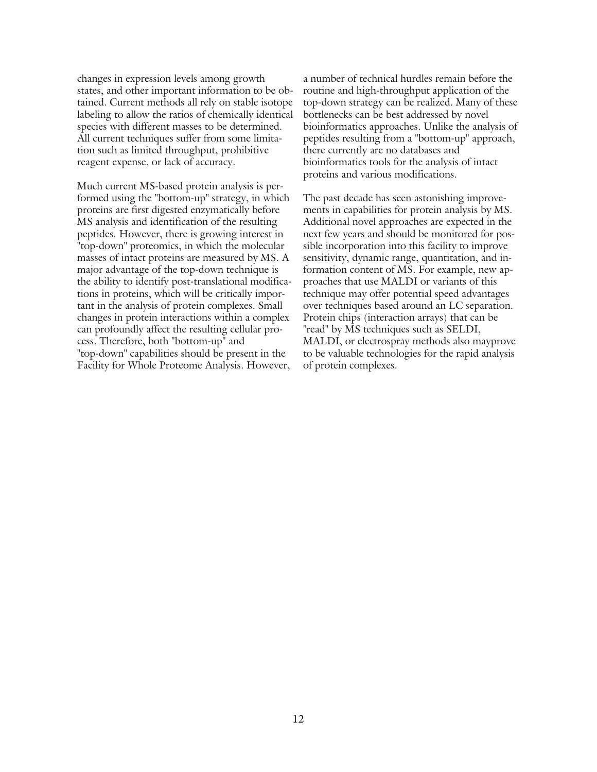changes in expression levels among growth states, and other important information to be obtained. Current methods all rely on stable isotope labeling to allow the ratios of chemically identical species with different masses to be determined. All current techniques suffer from some limitation such as limited throughput, prohibitive reagent expense, or lack of accuracy.

Much current MS-based protein analysis is performed using the "bottom-up" strategy, in which proteins are first digested enzymatically before MS analysis and identification of the resulting peptides. However, there is growing interest in "top-down" proteomics, in which the molecular masses of intact proteins are measured by MS. A major advantage of the top-down technique is the ability to identify post-translational modifications in proteins, which will be critically important in the analysis of protein complexes. Small changes in protein interactions within a complex can profoundly affect the resulting cellular process. Therefore, both "bottom-up" and "top-down" capabilities should be present in the Facility for Whole Proteome Analysis. However, a number of technical hurdles remain before the routine and high-throughput application of the top-down strategy can be realized. Many of these bottlenecks can be best addressed by novel bioinformatics approaches. Unlike the analysis of peptides resulting from a "bottom-up" approach, there currently are no databases and bioinformatics tools for the analysis of intact proteins and various modifications.

The past decade has seen astonishing improvements in capabilities for protein analysis by MS. Additional novel approaches are expected in the next few years and should be monitored for possible incorporation into this facility to improve sensitivity, dynamic range, quantitation, and information content of MS. For example, new approaches that use MALDI or variants of this technique may offer potential speed advantages over techniques based around an LC separation. Protein chips (interaction arrays) that can be "read" by MS techniques such as SELDI, MALDI, or electrospray methods also mayprove to be valuable technologies for the rapid analysis of protein complexes.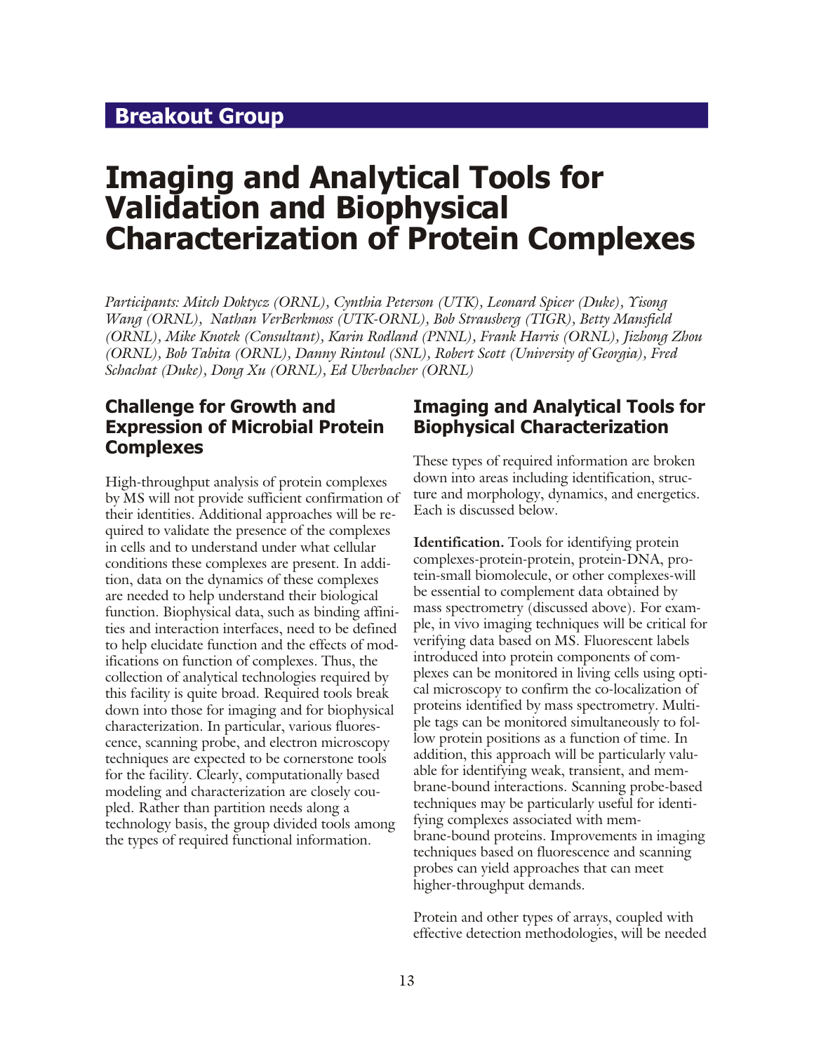## Breakout Group

# Imaging and Analytical Tools for Validation and Biophysical Characterization of Protein Complexes

*Participants: Mitch Doktycz (ORNL), Cynthia Peterson (UTK), Leonard Spicer (Duke), Yisong Wang (ORNL), Nathan VerBerkmoss (UTK-ORNL), Bob Strausberg (TIGR), Betty Mansfield (ORNL), Mike Knotek (Consultant), Karin Rodland (PNNL), Frank Harris (ORNL), Jizhong Zhou (ORNL), Bob Tabita (ORNL), Danny Rintoul (SNL), Robert Scott (University of Georgia), Fred Schachat (Duke), Dong Xu (ORNL), Ed Uberbacher (ORNL)*

## Challenge for Growth and Expression of Microbial Protein Complexes

High-throughput analysis of protein complexes by MS will not provide sufficient confirmation of their identities. Additional approaches will be required to validate the presence of the complexes in cells and to understand under what cellular conditions these complexes are present. In addition, data on the dynamics of these complexes are needed to help understand their biological function. Biophysical data, such as binding affinities and interaction interfaces, need to be defined to help elucidate function and the effects of modifications on function of complexes. Thus, the collection of analytical technologies required by this facility is quite broad. Required tools break down into those for imaging and for biophysical characterization. In particular, various fluorescence, scanning probe, and electron microscopy techniques are expected to be cornerstone tools for the facility. Clearly, computationally based modeling and characterization are closely coupled. Rather than partition needs along a technology basis, the group divided tools among the types of required functional information.

## Imaging and Analytical Tools for Biophysical Characterization

These types of required information are broken down into areas including identification, structure and morphology, dynamics, and energetics. Each is discussed below.

**Identification.** Tools for identifying protein complexes-protein-protein, protein-DNA, protein-small biomolecule, or other complexes-will be essential to complement data obtained by mass spectrometry (discussed above). For example, in vivo imaging techniques will be critical for verifying data based on MS. Fluorescent labels introduced into protein components of complexes can be monitored in living cells using optical microscopy to confirm the co-localization of proteins identified by mass spectrometry. Multiple tags can be monitored simultaneously to follow protein positions as a function of time. In addition, this approach will be particularly valuable for identifying weak, transient, and membrane-bound interactions. Scanning probe-based techniques may be particularly useful for identifying complexes associated with membrane-bound proteins. Improvements in imaging techniques based on fluorescence and scanning probes can yield approaches that can meet higher-throughput demands.

Protein and other types of arrays, coupled with effective detection methodologies, will be needed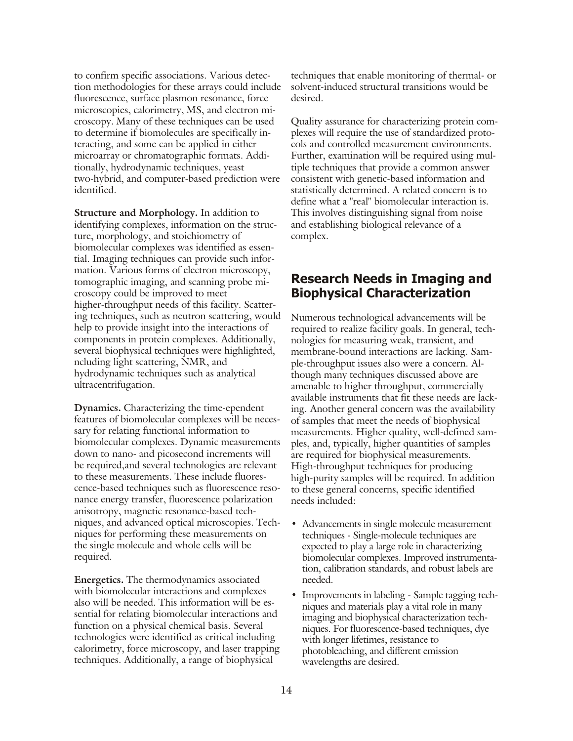to confirm specific associations. Various detection methodologies for these arrays could include fluorescence, surface plasmon resonance, force microscopies, calorimetry, MS, and electron microscopy. Many of these techniques can be used to determine if biomolecules are specifically interacting, and some can be applied in either microarray or chromatographic formats. Additionally, hydrodynamic techniques, yeast two-hybrid, and computer-based prediction were identified.

**Structure and Morphology.** In addition to identifying complexes, information on the structure, morphology, and stoichiometry of biomolecular complexes was identified as essential. Imaging techniques can provide such information. Various forms of electron microscopy, tomographic imaging, and scanning probe microscopy could be improved to meet higher-throughput needs of this facility. Scattering techniques, such as neutron scattering, would help to provide insight into the interactions of components in protein complexes. Additionally, several biophysical techniques were highlighted, ncluding light scattering, NMR, and hydrodynamic techniques such as analytical ultracentrifugation.

**Dynamics.** Characterizing the time-ependent features of biomolecular complexes will be necessary for relating functional information to biomolecular complexes. Dynamic measurements down to nano- and picosecond increments will be required,and several technologies are relevant to these measurements. These include fluorescence-based techniques such as fluorescence resonance energy transfer, fluorescence polarization anisotropy, magnetic resonance-based techniques, and advanced optical microscopies. Techniques for performing these measurements on the single molecule and whole cells will be required.

**Energetics.** The thermodynamics associated with biomolecular interactions and complexes also will be needed. This information will be essential for relating biomolecular interactions and function on a physical chemical basis. Several technologies were identified as critical including calorimetry, force microscopy, and laser trapping techniques. Additionally, a range of biophysical techniques that enable monitoring of thermal- or solvent-induced structural transitions would be desired.

Quality assurance for characterizing protein complexes will require the use of standardized protocols and controlled measurement environments. Further, examination will be required using multiple techniques that provide a common answer consistent with genetic-based information and statistically determined. A related concern is to define what a "real" biomolecular interaction is. This involves distinguishing signal from noise and establishing biological relevance of a complex.

## Research Needs in Imaging and Biophysical Characterization

Numerous technological advancements will be required to realize facility goals. In general, technologies for measuring weak, transient, and membrane-bound interactions are lacking. Sample-throughput issues also were a concern. Although many techniques discussed above are amenable to higher throughput, commercially available instruments that fit these needs are lacking. Another general concern was the availability of samples that meet the needs of biophysical measurements. Higher quality, well-defined samples, and, typically, higher quantities of samples are required for biophysical measurements. High-throughput techniques for producing high-purity samples will be required. In addition to these general concerns, specific identified needs included:

- Advancements in single molecule measurement techniques - Single-molecule techniques are expected to play a large role in characterizing biomolecular complexes. Improved instrumentation, calibration standards, and robust labels are needed.
- Improvements in labeling - Sample tagging techniques and materials play a vital role in many imaging and biophysical characterization techniques. For fluorescence-based techniques, dye with longer lifetimes, resistance to photobleaching, and different emission wavelengths are desired.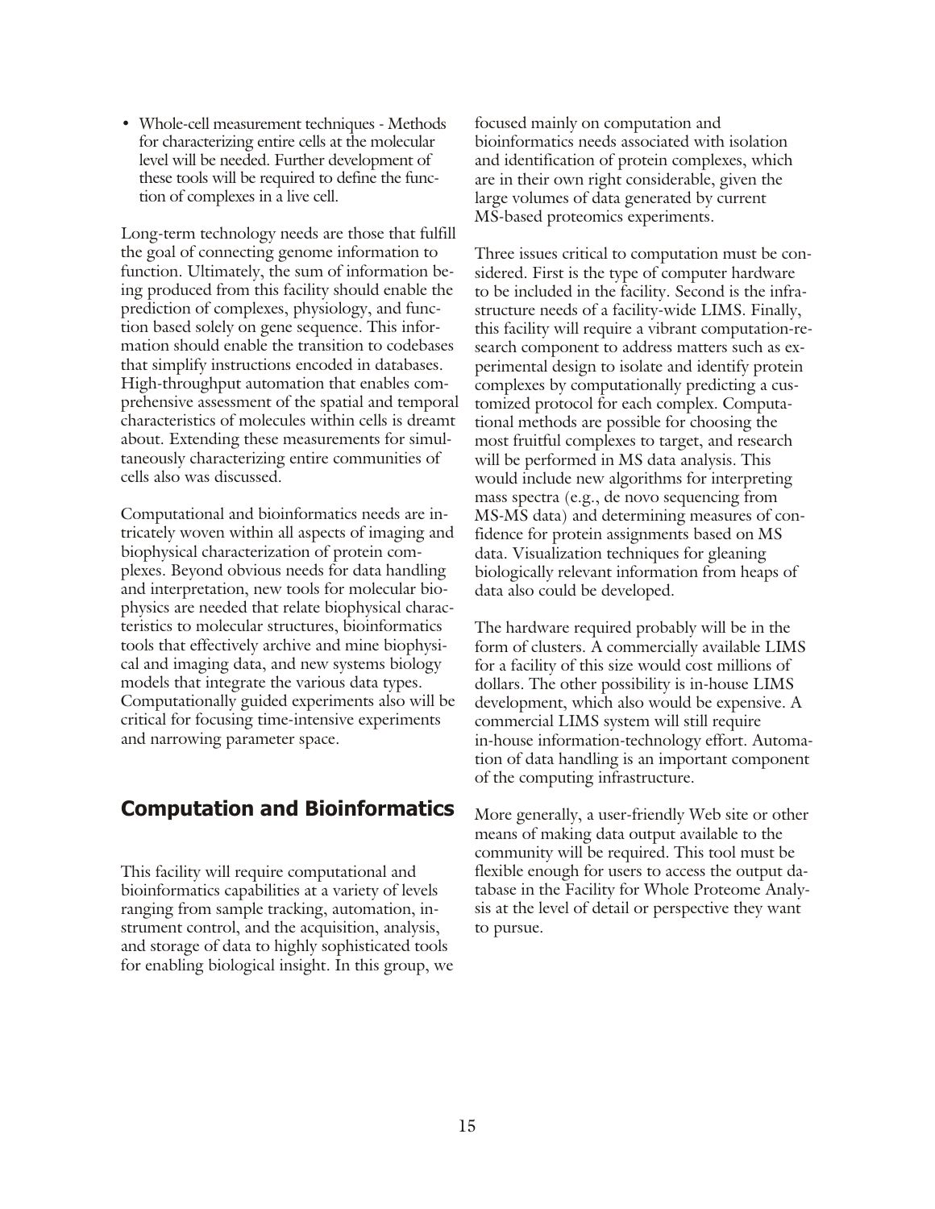- Whole-cell measurement techniques - Methods for characterizing entire cells at the molecular level will be needed. Further development of these tools will be required to define the function of complexes in a live cell.

Long-term technology needs are those that fulfill the goal of connecting genome information to function. Ultimately, the sum of information being produced from this facility should enable the prediction of complexes, physiology, and function based solely on gene sequence. This information should enable the transition to codebases that simplify instructions encoded in databases. High-throughput automation that enables comprehensive assessment of the spatial and temporal characteristics of molecules within cells is dreamt about. Extending these measurements for simultaneously characterizing entire communities of cells also was discussed.

Computational and bioinformatics needs are intricately woven within all aspects of imaging and biophysical characterization of protein complexes. Beyond obvious needs for data handling and interpretation, new tools for molecular biophysics are needed that relate biophysical characteristics to molecular structures, bioinformatics tools that effectively archive and mine biophysical and imaging data, and new systems biology models that integrate the various data types. Computationally guided experiments also will be critical for focusing time-intensive experiments and narrowing parameter space.

## Computation and Bioinformatics

This facility will require computational and bioinformatics capabilities at a variety of levels ranging from sample tracking, automation, instrument control, and the acquisition, analysis, and storage of data to highly sophisticated tools for enabling biological insight. In this group, we focused mainly on computation and bioinformatics needs associated with isolation and identification of protein complexes, which are in their own right considerable, given the large volumes of data generated by current MS-based proteomics experiments.

Three issues critical to computation must be considered. First is the type of computer hardware to be included in the facility. Second is the infrastructure needs of a facility-wide LIMS. Finally, this facility will require a vibrant computation-research component to address matters such as experimental design to isolate and identify protein complexes by computationally predicting a customized protocol for each complex. Computational methods are possible for choosing the most fruitful complexes to target, and research will be performed in MS data analysis. This would include new algorithms for interpreting mass spectra (e.g., de novo sequencing from MS-MS data) and determining measures of confidence for protein assignments based on MS data. Visualization techniques for gleaning biologically relevant information from heaps of data also could be developed.

The hardware required probably will be in the form of clusters. A commercially available LIMS for a facility of this size would cost millions of dollars. The other possibility is in-house LIMS development, which also would be expensive. A commercial LIMS system will still require in-house information-technology effort. Automation of data handling is an important component of the computing infrastructure.

More generally, a user-friendly Web site or other means of making data output available to the community will be required. This tool must be flexible enough for users to access the output database in the Facility for Whole Proteome Analysis at the level of detail or perspective they want to pursue.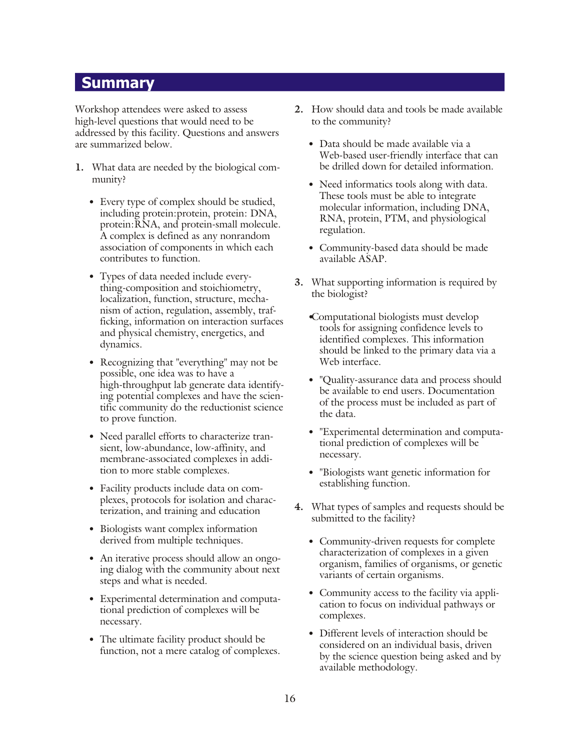## Summary

Workshop attendees were asked to assess high-level questions that would need to be addressed by this facility. Questions and answers are summarized below.

1. What data are needed by the biological community?

    - Every type of complex should be studied, including protein:protein, protein: DNA, protein:RNA, and protein-small molecule. A complex is defined as any nonrandom association of components in which each contributes to function.
    - Types of data needed include everything-composition and stoichiometry, localization, function, structure, mechanism of action, regulation, assembly, trafficking, information on interaction surfaces and physical chemistry, energetics, and dynamics.
    - Recognizing that "everything" may not be possible, one idea was to have a high-throughput lab generate data identifying potential complexes and have the scientific community do the reductionist science to prove function.
    - Need parallel efforts to characterize transient, low-abundance, low-affinity, and membrane-associated complexes in addition to more stable complexes.
    - Facility products include data on complexes, protocols for isolation and characterization, and training and education
    - Biologists want complex information derived from multiple techniques.
    - An iterative process should allow an ongoing dialog with the community about next steps and what is needed.
    - Experimental determination and computational prediction of complexes will be necessary.
    - The ultimate facility product should be function, not a mere catalog of complexes.

2. How should data and tools be made available to the community?

    - Data should be made available via a Web-based user-friendly interface that can be drilled down for detailed information.
    - Need informatics tools along with data. These tools must be able to integrate molecular information, including DNA, RNA, protein, PTM, and physiological regulation.
    - Community-based data should be made available ASAP.

3. What supporting information is required by the biologist?

    - Computational biologists must develop tools for assigning confidence levels to identified complexes. This information should be linked to the primary data via a Web interface.
    - "Quality-assurance data and process should be available to end users. Documentation of the process must be included as part of the data.
    - "Experimental determination and computational prediction of complexes will be necessary.
    - "Biologists want genetic information for establishing function.

4. What types of samples and requests should be submitted to the facility?

    - Community-driven requests for complete characterization of complexes in a given organism, families of organisms, or genetic variants of certain organisms.
    - Community access to the facility via application to focus on individual pathways or complexes.
    - Different levels of interaction should be considered on an individual basis, driven by the science question being asked and by available methodology.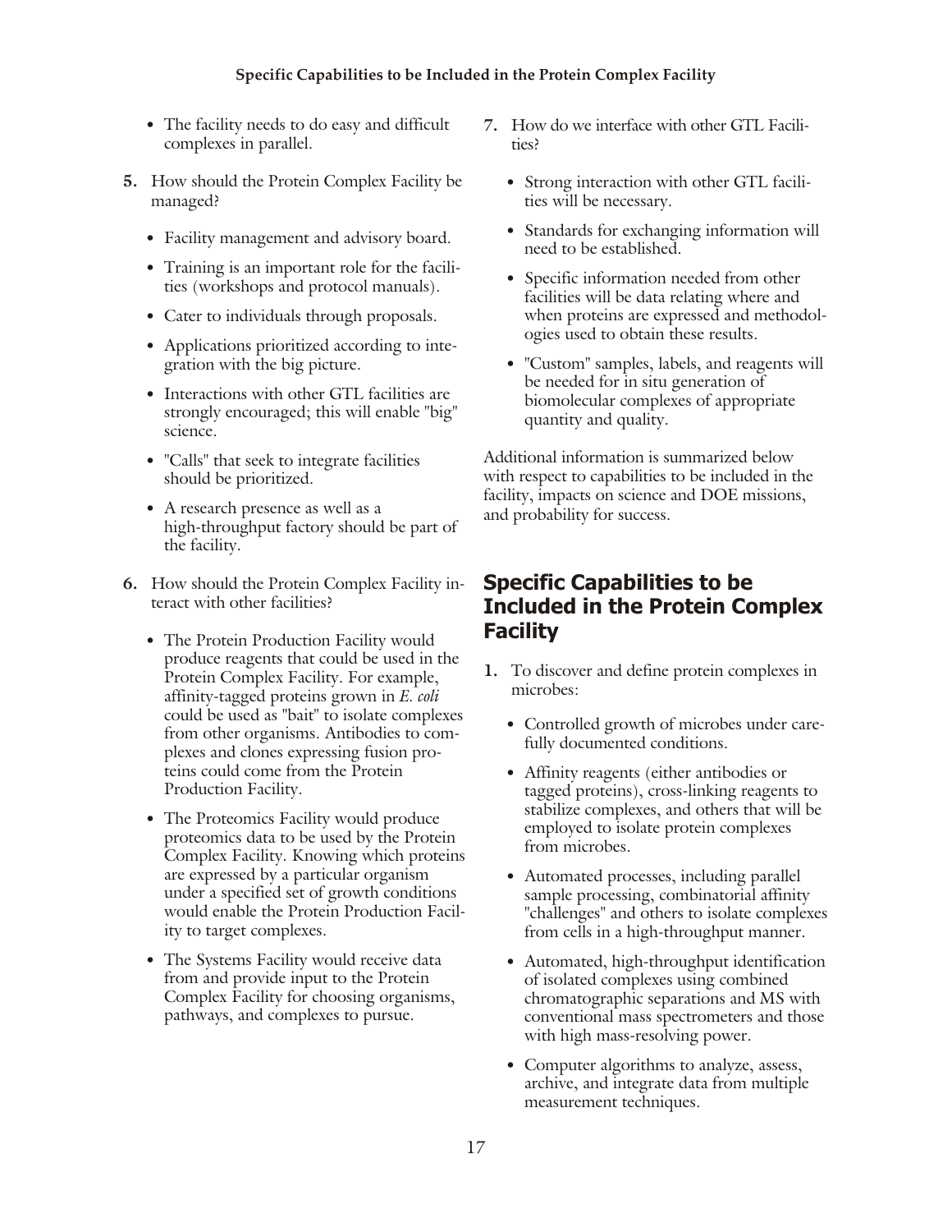- The facility needs to do easy and difficult complexes in parallel.

5. How should the Protein Complex Facility be managed?
   - Facility management and advisory board.
   - Training is an important role for the facilities (workshops and protocol manuals).
   - Cater to individuals through proposals.
   - Applications prioritized according to integration with the big picture.
   - Interactions with other GTL facilities are strongly encouraged; this will enable "big" science.
   - "Calls" that seek to integrate facilities should be prioritized.
   - A research presence as well as a high-throughput factory should be part of the facility.

6. How should the Protein Complex Facility interact with other facilities?
   - The Protein Production Facility would produce reagents that could be used in the Protein Complex Facility. For example, affinity-tagged proteins grown in *E. coli* could be used as "bait" to isolate complexes from other organisms. Antibodies to complexes and clones expressing fusion proteins could come from the Protein Production Facility.
   - The Proteomics Facility would produce proteomics data to be used by the Protein Complex Facility. Knowing which proteins are expressed by a particular organism under a specified set of growth conditions would enable the Protein Production Facility to target complexes.
   - The Systems Facility would receive data from and provide input to the Protein Complex Facility for choosing organisms, pathways, and complexes to pursue.

7. How do we interface with other GTL Facilities?
   - Strong interaction with other GTL facilities will be necessary.
   - Standards for exchanging information will need to be established.
   - Specific information needed from other facilities will be data relating where and when proteins are expressed and methodologies used to obtain these results.
   - "Custom" samples, labels, and reagents will be needed for in situ generation of biomolecular complexes of appropriate quantity and quality.

Additional information is summarized below with respect to capabilities to be included in the facility, impacts on science and DOE missions, and probability for success.

## Specific Capabilities to be Included in the Protein Complex Facility

1. To discover and define protein complexes in microbes:
   - Controlled growth of microbes under carefully documented conditions.
   - Affinity reagents (either antibodies or tagged proteins), cross-linking reagents to stabilize complexes, and others that will be employed to isolate protein complexes from microbes.
   - Automated processes, including parallel sample processing, combinatorial affinity "challenges" and others to isolate complexes from cells in a high-throughput manner.
   - Automated, high-throughput identification of isolated complexes using combined chromatographic separations and MS with conventional mass spectrometers and those with high mass-resolving power.
   - Computer algorithms to analyze, assess, archive, and integrate data from multiple measurement techniques.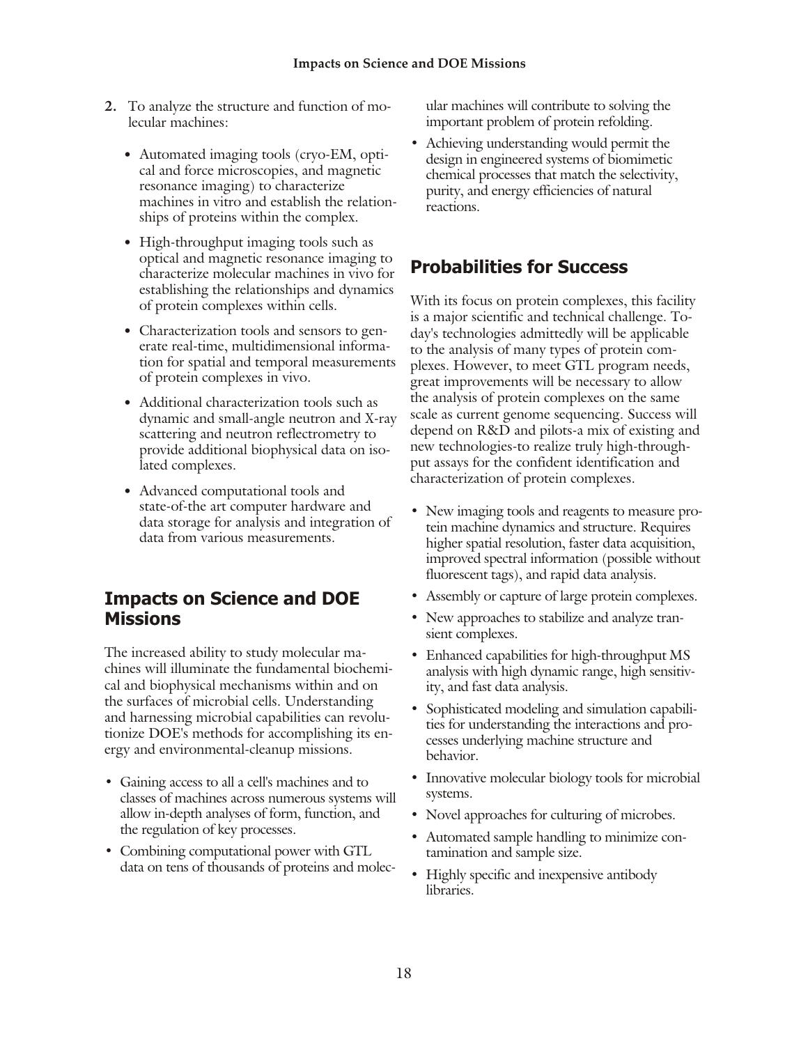2. To analyze the structure and function of molecular machines:

   - Automated imaging tools (cryo-EM, optical and force microscopies, and magnetic resonance imaging) to characterize machines in vitro and establish the relationships of proteins within the complex.
   - High-throughput imaging tools such as optical and magnetic resonance imaging to characterize molecular machines in vivo for establishing the relationships and dynamics of protein complexes within cells.
   - Characterization tools and sensors to generate real-time, multidimensional information for spatial and temporal measurements of protein complexes in vivo.
   - Additional characterization tools such as dynamic and small-angle neutron and X-ray scattering and neutron reflectrometry to provide additional biophysical data on isolated complexes.
   - Advanced computational tools and state-of-the art computer hardware and data storage for analysis and integration of data from various measurements.

## Impacts on Science and DOE Missions

The increased ability to study molecular machines will illuminate the fundamental biochemical and biophysical mechanisms within and on the surfaces of microbial cells. Understanding and harnessing microbial capabilities can revolutionize DOE's methods for accomplishing its energy and environmental-cleanup missions.

- Gaining access to all a cell's machines and to classes of machines across numerous systems will allow in-depth analyses of form, function, and the regulation of key processes.
- Combining computational power with GTL data on tens of thousands of proteins and molecular machines will contribute to solving the important problem of protein refolding.
- Achieving understanding would permit the design in engineered systems of biomimetic chemical processes that match the selectivity, purity, and energy efficiencies of natural reactions.

## Probabilities for Success

With its focus on protein complexes, this facility is a major scientific and technical challenge. Today's technologies admittedly will be applicable to the analysis of many types of protein complexes. However, to meet GTL program needs, great improvements will be necessary to allow the analysis of protein complexes on the same scale as current genome sequencing. Success will depend on R&D and pilots-a mix of existing and new technologies-to realize truly high-throughput assays for the confident identification and characterization of protein complexes.

- New imaging tools and reagents to measure protein machine dynamics and structure. Requires higher spatial resolution, faster data acquisition, improved spectral information (possible without fluorescent tags), and rapid data analysis.
- Assembly or capture of large protein complexes.
- New approaches to stabilize and analyze transient complexes.
- Enhanced capabilities for high-throughput MS analysis with high dynamic range, high sensitivity, and fast data analysis.
- Sophisticated modeling and simulation capabilities for understanding the interactions and processes underlying machine structure and behavior.
- Innovative molecular biology tools for microbial systems.
- Novel approaches for culturing of microbes.
- Automated sample handling to minimize contamination and sample size.
- Highly specific and inexpensive antibody libraries.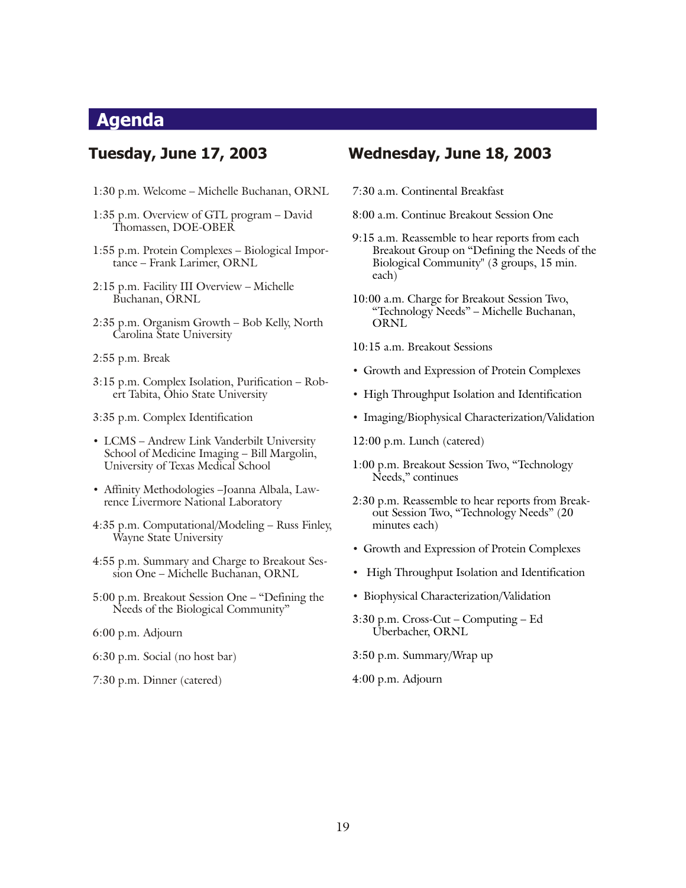# Agenda

## Tuesday, June 17, 2003

1:30 p.m. Welcome – Michelle Buchanan, ORNL

1:35 p.m. Overview of GTL program – David Thomassen, DOE-OBER

1:55 p.m. Protein Complexes – Biological Importance – Frank Larimer, ORNL

2:15 p.m. Facility III Overview – Michelle Buchanan, ORNL

2:35 p.m. Organism Growth – Bob Kelly, North Carolina State University

2:55 p.m. Break

3:15 p.m. Complex Isolation, Purification – Robert Tabita, Ohio State University

3:35 p.m. Complex Identification

- LCMS – Andrew Link Vanderbilt University School of Medicine Imaging – Bill Margolin, University of Texas Medical School
- Affinity Methodologies –Joanna Albala, Lawrence Livermore National Laboratory

4:35 p.m. Computational/Modeling – Russ Finley, Wayne State University

4:55 p.m. Summary and Charge to Breakout Session One – Michelle Buchanan, ORNL

5:00 p.m. Breakout Session One – "Defining the Needs of the Biological Community"

6:00 p.m. Adjourn

6:30 p.m. Social (no host bar)

7:30 p.m. Dinner (catered)

## Wednesday, June 18, 2003

7:30 a.m. Continental Breakfast

8:00 a.m. Continue Breakout Session One

9:15 a.m. Reassemble to hear reports from each Breakout Group on "Defining the Needs of the Biological Community" (3 groups, 15 min. each)

10:00 a.m. Charge for Breakout Session Two, "Technology Needs" – Michelle Buchanan, ORNL

10:15 a.m. Breakout Sessions

- Growth and Expression of Protein Complexes
- High Throughput Isolation and Identification
- Imaging/Biophysical Characterization/Validation

12:00 p.m. Lunch (catered)

1:00 p.m. Breakout Session Two, "Technology Needs," continues

2:30 p.m. Reassemble to hear reports from Breakout Session Two, "Technology Needs" (20 minutes each)

- Growth and Expression of Protein Complexes
- High Throughput Isolation and Identification
- Biophysical Characterization/Validation

3:30 p.m. Cross-Cut – Computing – Ed Uberbacher, ORNL

3:50 p.m. Summary/Wrap up

4:00 p.m. Adjourn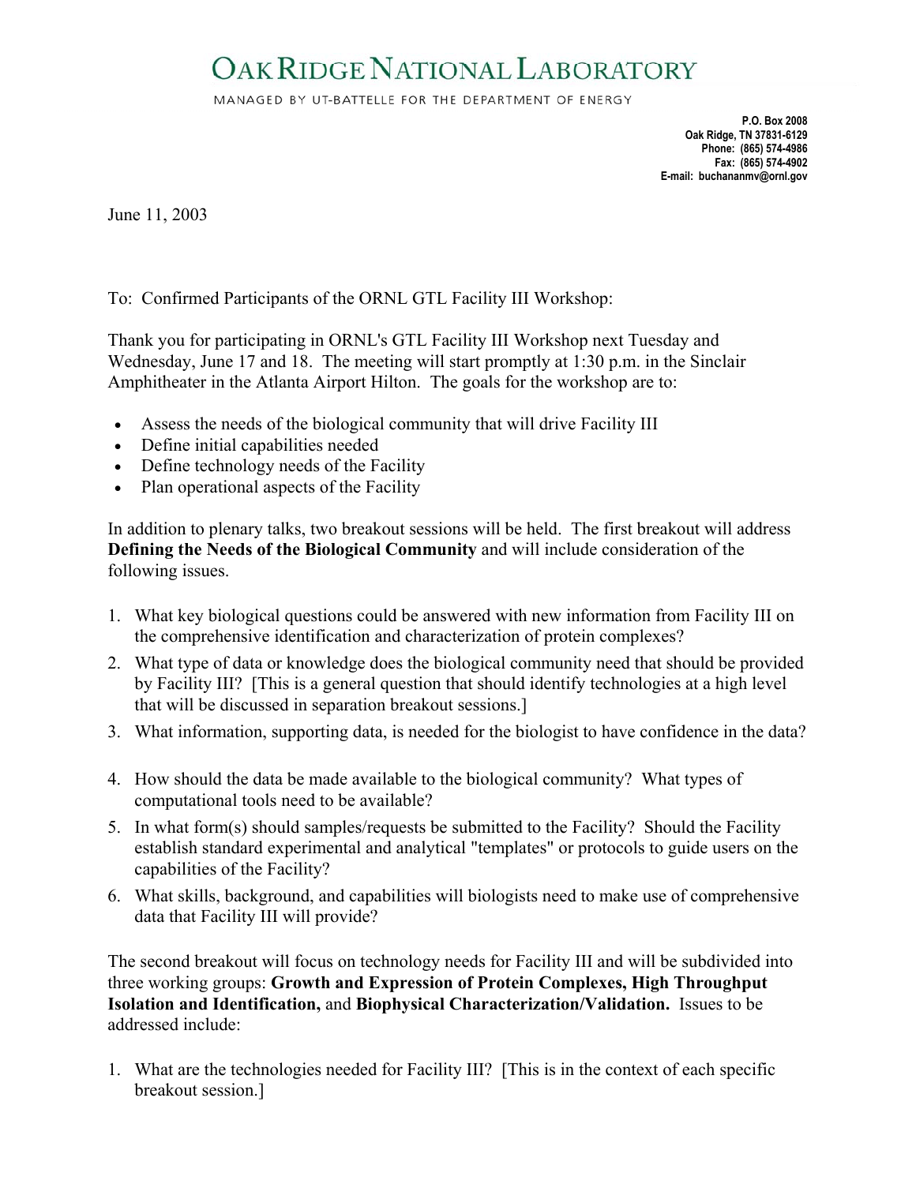# OAK RIDGE NATIONAL LABORATORY

MANAGED BY UT-BATTELLE FOR THE DEPARTMENT OF ENERGY

**P.O. Box 2008**
**Oak Ridge, TN 37831-6129**
**Phone: (865) 574-4986**
**Fax: (865) 574-4902**
**E-mail: buchananmv@ornl.gov**

June 11, 2003

To: Confirmed Participants of the ORNL GTL Facility III Workshop:

Thank you for participating in ORNL's GTL Facility III Workshop next Tuesday and Wednesday, June 17 and 18. The meeting will start promptly at 1:30 p.m. in the Sinclair Amphitheater in the Atlanta Airport Hilton. The goals for the workshop are to:

- Assess the needs of the biological community that will drive Facility III
- Define initial capabilities needed
- Define technology needs of the Facility
- Plan operational aspects of the Facility

In addition to plenary talks, two breakout sessions will be held. The first breakout will address **Defining the Needs of the Biological Community** and will include consideration of the following issues.

1. What key biological questions could be answered with new information from Facility III on the comprehensive identification and characterization of protein complexes?
2. What type of data or knowledge does the biological community need that should be provided by Facility III? [This is a general question that should identify technologies at a high level that will be discussed in separation breakout sessions.]
3. What information, supporting data, is needed for the biologist to have confidence in the data?
4. How should the data be made available to the biological community? What types of computational tools need to be available?
5. In what form(s) should samples/requests be submitted to the Facility? Should the Facility establish standard experimental and analytical "templates" or protocols to guide users on the capabilities of the Facility?
6. What skills, background, and capabilities will biologists need to make use of comprehensive data that Facility III will provide?

The second breakout will focus on technology needs for Facility III and will be subdivided into three working groups: **Growth and Expression of Protein Complexes, High Throughput Isolation and Identification,** and **Biophysical Characterization/Validation.** Issues to be addressed include:

1. What are the technologies needed for Facility III? [This is in the context of each specific breakout session.]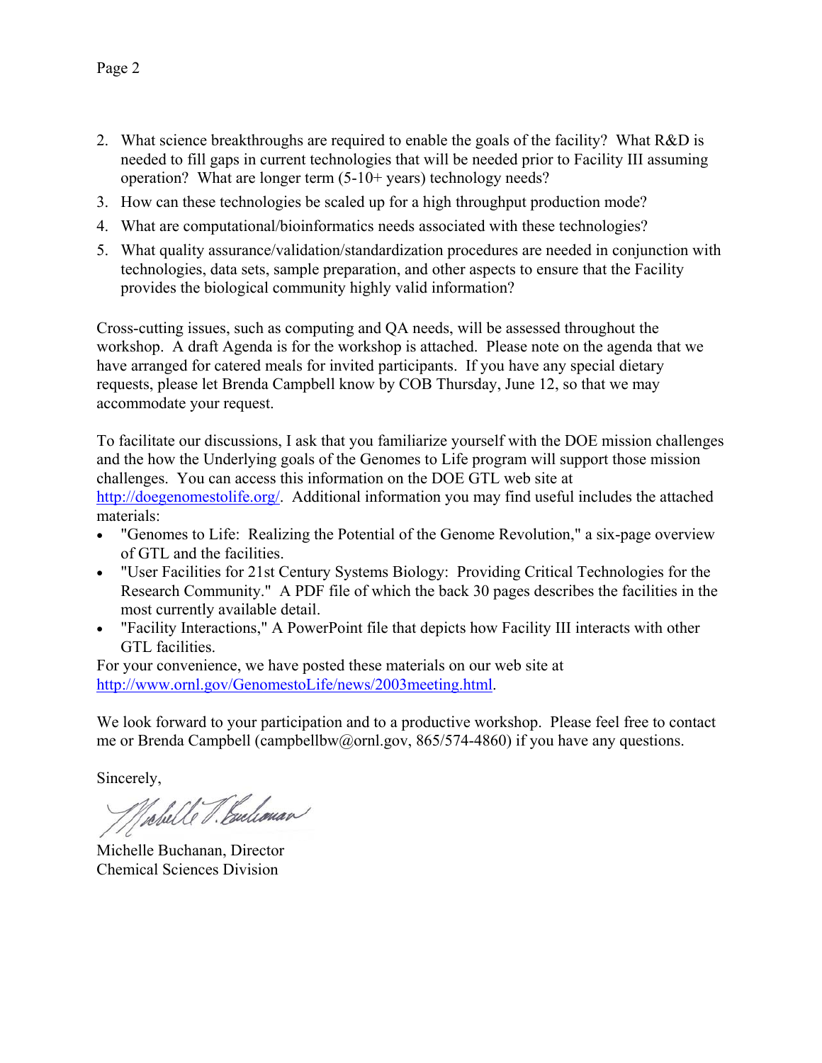2. What science breakthroughs are required to enable the goals of the facility? What R&D is needed to fill gaps in current technologies that will be needed prior to Facility III assuming operation? What are longer term (5-10+ years) technology needs?
3. How can these technologies be scaled up for a high throughput production mode?
4. What are computational/bioinformatics needs associated with these technologies?
5. What quality assurance/validation/standardization procedures are needed in conjunction with technologies, data sets, sample preparation, and other aspects to ensure that the Facility provides the biological community highly valid information?

Cross-cutting issues, such as computing and QA needs, will be assessed throughout the workshop. A draft Agenda is for the workshop is attached. Please note on the agenda that we have arranged for catered meals for invited participants. If you have any special dietary requests, please let Brenda Campbell know by COB Thursday, June 12, so that we may accommodate your request.

To facilitate our discussions, I ask that you familiarize yourself with the DOE mission challenges and the how the Underlying goals of the Genomes to Life program will support those mission challenges. You can access this information on the DOE GTL web site at http://doegenomestolife.org/. Additional information you may find useful includes the attached materials:

- "Genomes to Life: Realizing the Potential of the Genome Revolution," a six-page overview of GTL and the facilities.
- "User Facilities for 21st Century Systems Biology: Providing Critical Technologies for the Research Community." A PDF file of which the back 30 pages describes the facilities in the most currently available detail.
- "Facility Interactions," A PowerPoint file that depicts how Facility III interacts with other GTL facilities.

For your convenience, we have posted these materials on our web site at http://www.ornl.gov/GenomestoLife/news/2003meeting.html.

We look forward to your participation and to a productive workshop. Please feel free to contact me or Brenda Campbell (campbellbw@ornl.gov, 865/574-4860) if you have any questions.

Sincerely,

Michelle Buchanan, Director
Chemical Sciences Division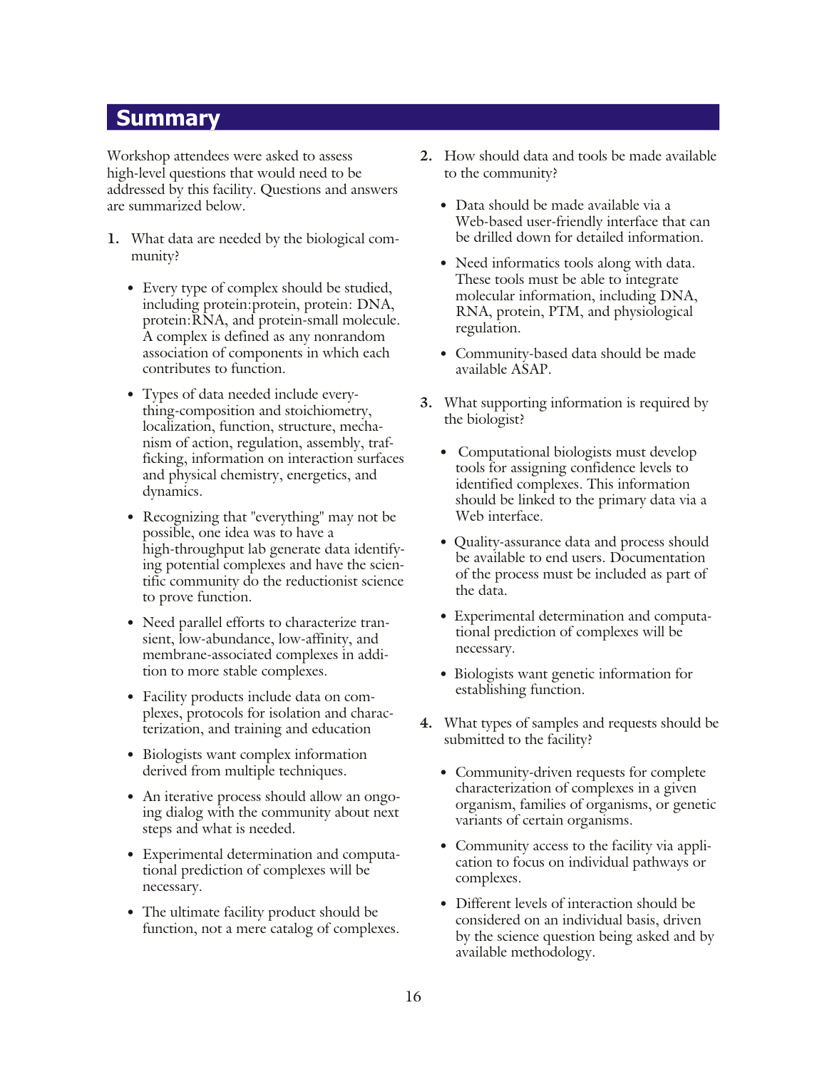## Summary

Workshop attendees were asked to assess high-level questions that would need to be addressed by this facility. Questions and answers are summarized below.

1. What data are needed by the biological community?
   - Every type of complex should be studied, including protein:protein, protein: DNA, protein:RNA, and protein-small molecule. A complex is defined as any nonrandom association of components in which each contributes to function.
   - Types of data needed include everything-composition and stoichiometry, localization, function, structure, mechanism of action, regulation, assembly, trafficking, information on interaction surfaces and physical chemistry, energetics, and dynamics.
   - Recognizing that "everything" may not be possible, one idea was to have a high-throughput lab generate data identifying potential complexes and have the scientific community do the reductionist science to prove function.
   - Need parallel efforts to characterize transient, low-abundance, low-affinity, and membrane-associated complexes in addition to more stable complexes.
   - Facility products include data on complexes, protocols for isolation and characterization, and training and education
   - Biologists want complex information derived from multiple techniques.
   - An iterative process should allow an ongoing dialog with the community about next steps and what is needed.
   - Experimental determination and computational prediction of complexes will be necessary.
   - The ultimate facility product should be function, not a mere catalog of complexes.

2. How should data and tools be made available to the community?
   - Data should be made available via a Web-based user-friendly interface that can be drilled down for detailed information.
   - Need informatics tools along with data. These tools must be able to integrate molecular information, including DNA, RNA, protein, PTM, and physiological regulation.
   - Community-based data should be made available ASAP.

3. What supporting information is required by the biologist?
   - Computational biologists must develop tools for assigning confidence levels to identified complexes. This information should be linked to the primary data via a Web interface.
   - Quality-assurance data and process should be available to end users. Documentation of the process must be included as part of the data.
   - Experimental determination and computational prediction of complexes will be necessary.
   - Biologists want genetic information for establishing function.

4. What types of samples and requests should be submitted to the facility?
   - Community-driven requests for complete characterization of complexes in a given organism, families of organisms, or genetic variants of certain organisms.
   - Community access to the facility via application to focus on individual pathways or complexes.
   - Different levels of interaction should be considered on an individual basis, driven by the science question being asked and by available methodology.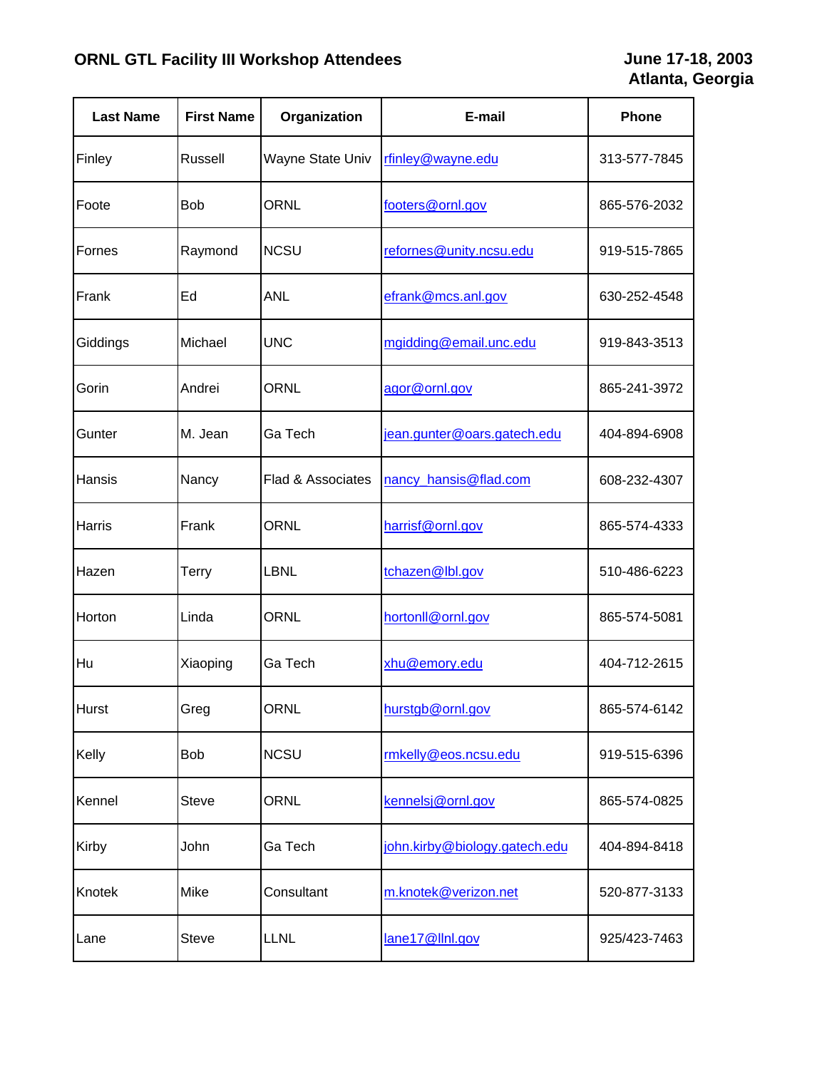**ORNL GTL Facility III Workshop Attendees**

**June 17-18, 2003**
**Atlanta, Georgia**

| Last Name | First Name | Organization | E-mail | Phone |
|---|---|---|---|---|
| Finley | Russell | Wayne State Univ | rfinley@wayne.edu | 313-577-7845 |
| Foote | Bob | ORNL | footers@ornl.gov | 865-576-2032 |
| Fornes | Raymond | NCSU | refornes@unity.ncsu.edu | 919-515-7865 |
| Frank | Ed | ANL | efrank@mcs.anl.gov | 630-252-4548 |
| Giddings | Michael | UNC | mgidding@email.unc.edu | 919-843-3513 |
| Gorin | Andrei | ORNL | agor@ornl.gov | 865-241-3972 |
| Gunter | M. Jean | Ga Tech | jean.gunter@oars.gatech.edu | 404-894-6908 |
| Hansis | Nancy | Flad & Associates | nancy_hansis@flad.com | 608-232-4307 |
| Harris | Frank | ORNL | harrisf@ornl.gov | 865-574-4333 |
| Hazen | Terry | LBNL | tchazen@lbl.gov | 510-486-6223 |
| Horton | Linda | ORNL | hortonll@ornl.gov | 865-574-5081 |
| Hu | Xiaoping | Ga Tech | xhu@emory.edu | 404-712-2615 |
| Hurst | Greg | ORNL | hurstgb@ornl.gov | 865-574-6142 |
| Kelly | Bob | NCSU | rmkelly@eos.ncsu.edu | 919-515-6396 |
| Kennel | Steve | ORNL | kennelsj@ornl.gov | 865-574-0825 |
| Kirby | John | Ga Tech | john.kirby@biology.gatech.edu | 404-894-8418 |
| Knotek | Mike | Consultant | m.knotek@verizon.net | 520-877-3133 |
| Lane | Steve | LLNL | lane17@llnl.gov | 925/423-7463 |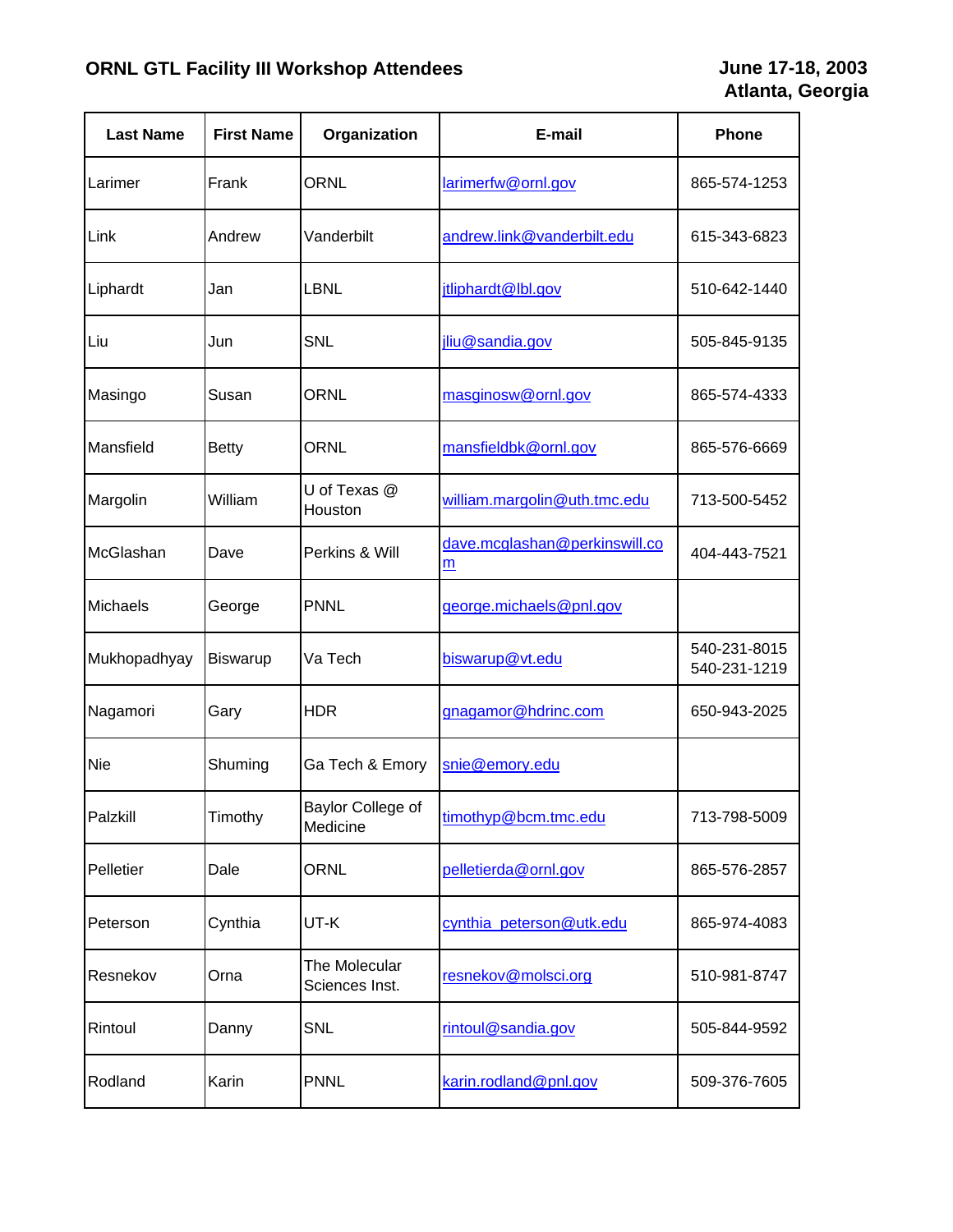**ORNL GTL Facility III Workshop Attendees**

**June 17-18, 2003**
**Atlanta, Georgia**

| Last Name | First Name | Organization | E-mail | Phone |
|---|---|---|---|---|
| Larimer | Frank | ORNL | larimerfw@ornl.gov | 865-574-1253 |
| Link | Andrew | Vanderbilt | andrew.link@vanderbilt.edu | 615-343-6823 |
| Liphardt | Jan | LBNL | jtliphardt@lbl.gov | 510-642-1440 |
| Liu | Jun | SNL | jliu@sandia.gov | 505-845-9135 |
| Masingo | Susan | ORNL | masginosw@ornl.gov | 865-574-4333 |
| Mansfield | Betty | ORNL | mansfieldbk@ornl.gov | 865-576-6669 |
| Margolin | William | U of Texas @ Houston | william.margolin@uth.tmc.edu | 713-500-5452 |
| McGlashan | Dave | Perkins & Will | dave.mcglashan@perkinswill.com | 404-443-7521 |
| Michaels | George | PNNL | george.michaels@pnl.gov | |
| Mukhopadhyay | Biswarup | Va Tech | biswarup@vt.edu | 540-231-8015 540-231-1219 |
| Nagamori | Gary | HDR | gnagamor@hdrinc.com | 650-943-2025 |
| Nie | Shuming | Ga Tech & Emory | snie@emory.edu | |
| Palzkill | Timothy | Baylor College of Medicine | timothyp@bcm.tmc.edu | 713-798-5009 |
| Pelletier | Dale | ORNL | pelletierda@ornl.gov | 865-576-2857 |
| Peterson | Cynthia | UT-K | cynthia_peterson@utk.edu | 865-974-4083 |
| Resnekov | Orna | The Molecular Sciences Inst. | resnekov@molsci.org | 510-981-8747 |
| Rintoul | Danny | SNL | rintoul@sandia.gov | 505-844-9592 |
| Rodland | Karin | PNNL | karin.rodland@pnl.gov | 509-376-7605 |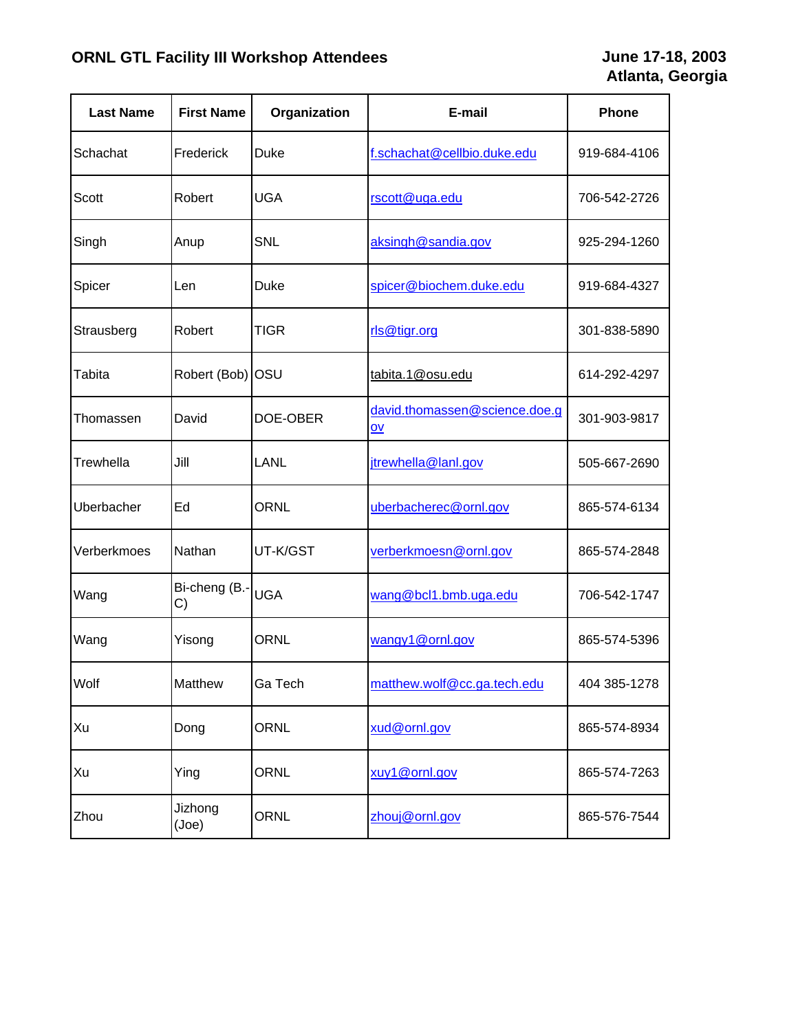**ORNL GTL Facility III Workshop Attendees** **June 17-18, 2003**
**Atlanta, Georgia**

| Last Name | First Name | Organization | E-mail | Phone |
|---|---|---|---|---|
| Schachat | Frederick | Duke | f.schachat@cellbio.duke.edu | 919-684-4106 |
| Scott | Robert | UGA | rscott@uga.edu | 706-542-2726 |
| Singh | Anup | SNL | aksingh@sandia.gov | 925-294-1260 |
| Spicer | Len | Duke | spicer@biochem.duke.edu | 919-684-4327 |
| Strausberg | Robert | TIGR | rls@tigr.org | 301-838-5890 |
| Tabita | Robert (Bob) | OSU | tabita.1@osu.edu | 614-292-4297 |
| Thomassen | David | DOE-OBER | david.thomassen@science.doe.gov | 301-903-9817 |
| Trewhella | Jill | LANL | jtrewhella@lanl.gov | 505-667-2690 |
| Uberbacher | Ed | ORNL | uberbacherec@ornl.gov | 865-574-6134 |
| Verberkmoes | Nathan | UT-K/GST | verberkmoesn@ornl.gov | 865-574-2848 |
| Wang | Bi-cheng (B.-C) | UGA | wang@bcl1.bmb.uga.edu | 706-542-1747 |
| Wang | Yisong | ORNL | wangy1@ornl.gov | 865-574-5396 |
| Wolf | Matthew | Ga Tech | matthew.wolf@cc.ga.tech.edu | 404 385-1278 |
| Xu | Dong | ORNL | xud@ornl.gov | 865-574-8934 |
| Xu | Ying | ORNL | xuy1@ornl.gov | 865-574-7263 |
| Zhou | Jizhong (Joe) | ORNL | zhouj@ornl.gov | 865-576-7544 |